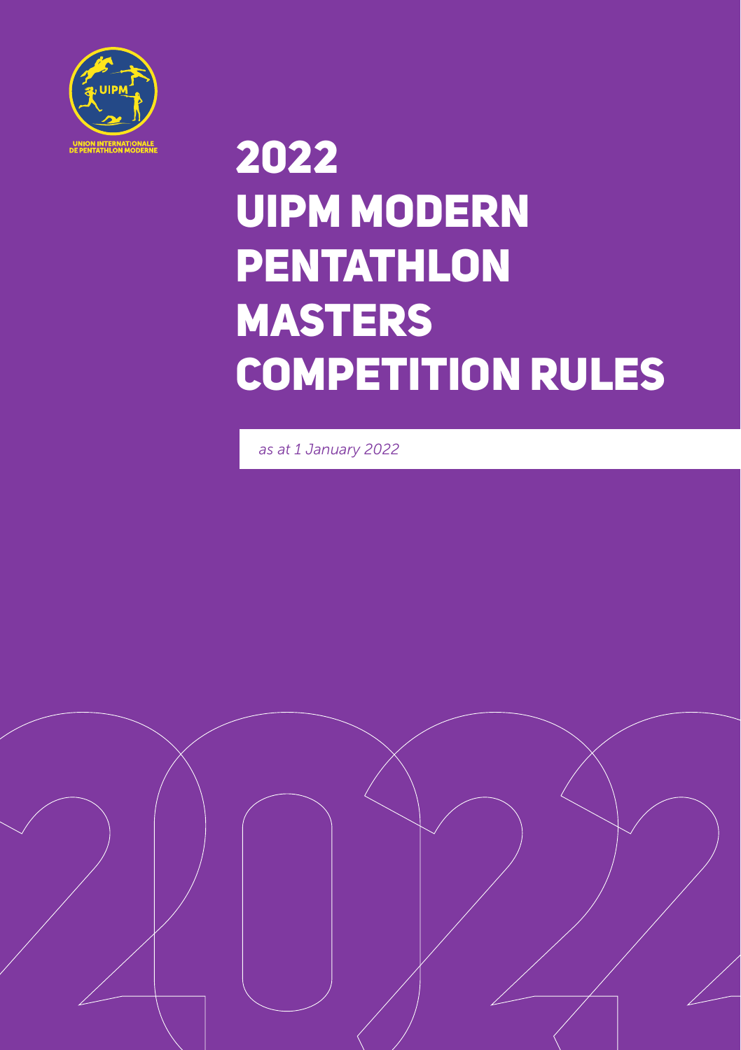UNION INTERNATIONALE DE PENTATHLON MODERNE

# 2022 UIPM MODERN PENTATHLON MASTERS COMPETITION RULES

*as at 1 January 2022*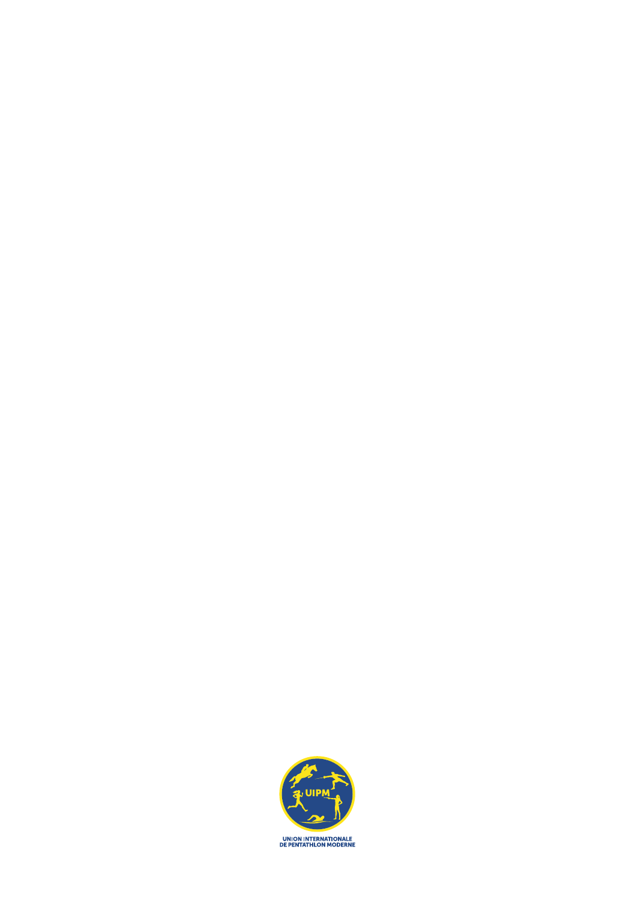UNION INTERNATIONALE
DE PENTATHLON MODERNE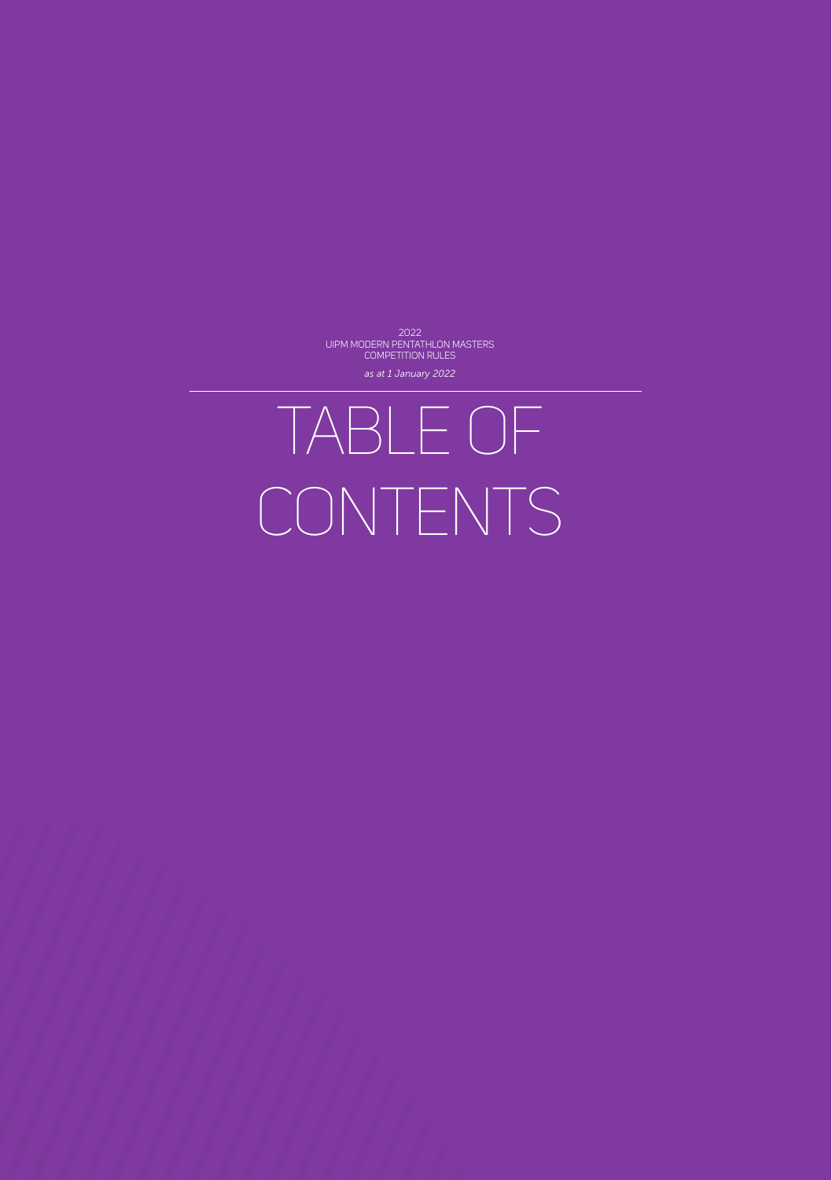2022
UIPM MODERN PENTATHLON MASTERS
COMPETITION RULES

*as at 1 January 2022*

---

# TABLE OF CONTENTS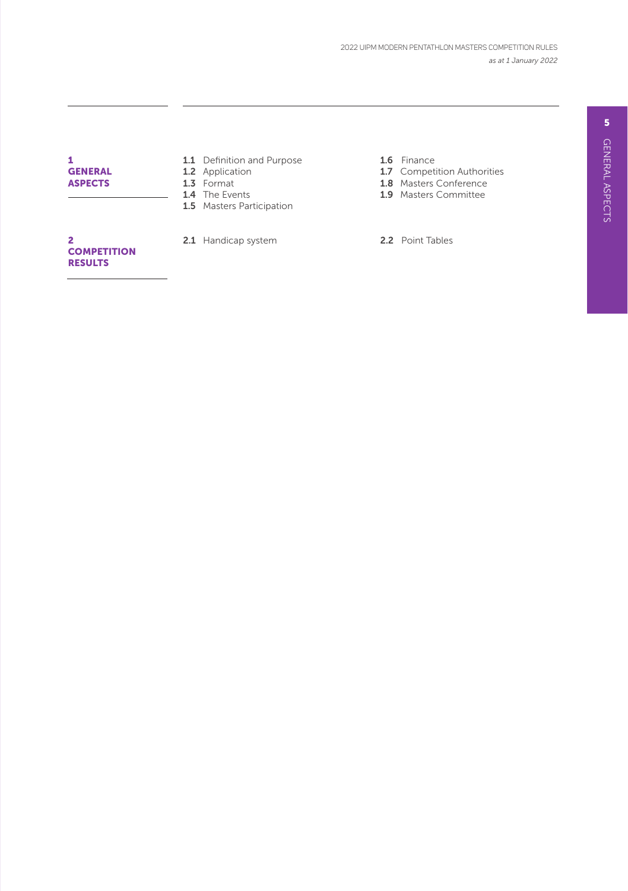## 1 GENERAL ASPECTS

- **1.1** Definition and Purpose
- **1.2** Application
- **1.3** Format
- **1.4** The Events
- **1.5** Masters Participation
- **1.6** Finance
- **1.7** Competition Authorities
- **1.8** Masters Conference
- **1.9** Masters Committee

## 2 COMPETITION RESULTS

- **2.1** Handicap system
- **2.2** Point Tables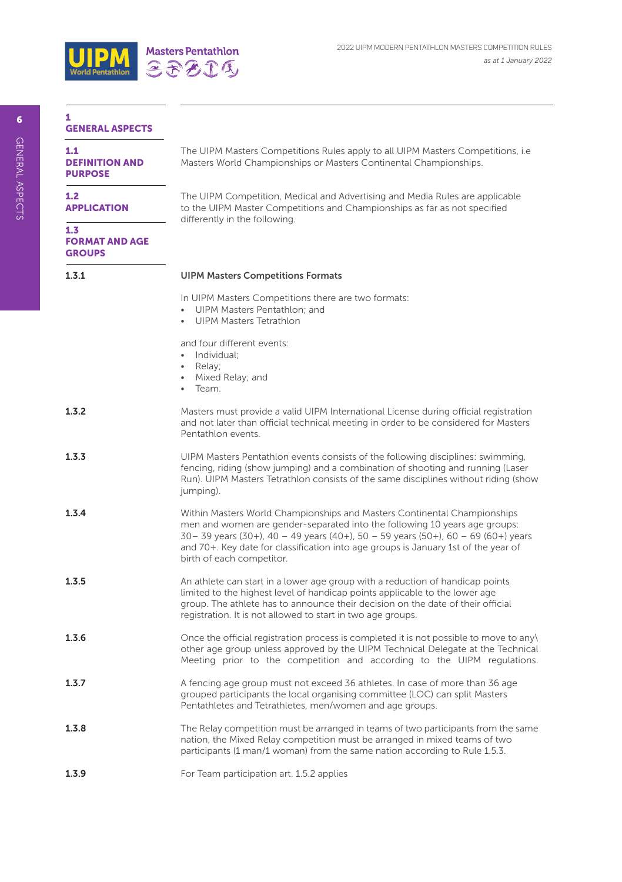# 1 GENERAL ASPECTS

## 1.1 DEFINITION AND PURPOSE

The UIPM Masters Competitions Rules apply to all UIPM Masters Competitions, i.e Masters World Championships or Masters Continental Championships.

## 1.2 APPLICATION

The UIPM Competition, Medical and Advertising and Media Rules are applicable to the UIPM Master Competitions and Championships as far as not specified differently in the following.

## 1.3 FORMAT AND AGE GROUPS

**1.3.1** **UIPM Masters Competitions Formats**

In UIPM Masters Competitions there are two formats:

- UIPM Masters Pentathlon; and
- UIPM Masters Tetrathlon

and four different events:

- Individual;
- Relay;
- Mixed Relay; and
- Team.

**1.3.2** Masters must provide a valid UIPM International License during official registration and not later than official technical meeting in order to be considered for Masters Pentathlon events.

**1.3.3** UIPM Masters Pentathlon events consists of the following disciplines: swimming, fencing, riding (show jumping) and a combination of shooting and running (Laser Run). UIPM Masters Tetrathlon consists of the same disciplines without riding (show jumping).

**1.3.4** Within Masters World Championships and Masters Continental Championships men and women are gender-separated into the following 10 years age groups: 30– 39 years (30+), 40 – 49 years (40+), 50 – 59 years (50+), 60 – 69 (60+) years and 70+. Key date for classification into age groups is January 1st of the year of birth of each competitor.

**1.3.5** An athlete can start in a lower age group with a reduction of handicap points limited to the highest level of handicap points applicable to the lower age group. The athlete has to announce their decision on the date of their official registration. It is not allowed to start in two age groups.

**1.3.6** Once the official registration process is completed it is not possible to move to any\ other age group unless approved by the UIPM Technical Delegate at the Technical Meeting prior to the competition and according to the UIPM regulations.

**1.3.7** A fencing age group must not exceed 36 athletes. In case of more than 36 age grouped participants the local organising committee (LOC) can split Masters Pentathletes and Tetrathletes, men/women and age groups.

**1.3.8** The Relay competition must be arranged in teams of two participants from the same nation, the Mixed Relay competition must be arranged in mixed teams of two participants (1 man/1 woman) from the same nation according to Rule 1.5.3.

**1.3.9** For Team participation art. 1.5.2 applies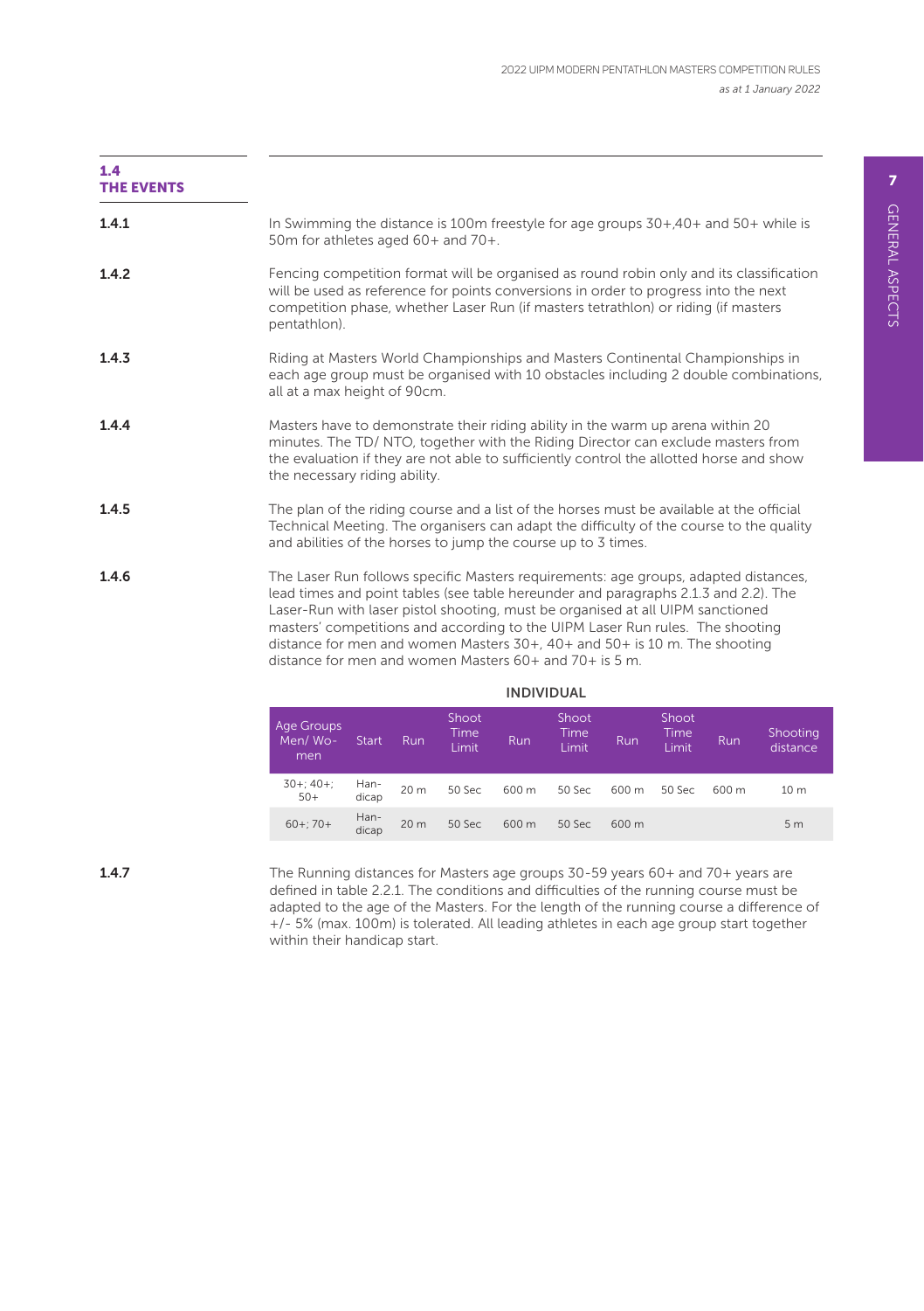## 1.4 THE EVENTS

**1.4.1** In Swimming the distance is 100m freestyle for age groups 30+,40+ and 50+ while is 50m for athletes aged 60+ and 70+.

**1.4.2** Fencing competition format will be organised as round robin only and its classification will be used as reference for points conversions in order to progress into the next competition phase, whether Laser Run (if masters tetrathlon) or riding (if masters pentathlon).

**1.4.3** Riding at Masters World Championships and Masters Continental Championships in each age group must be organised with 10 obstacles including 2 double combinations, all at a max height of 90cm.

**1.4.4** Masters have to demonstrate their riding ability in the warm up arena within 20 minutes. The TD/ NTO, together with the Riding Director can exclude masters from the evaluation if they are not able to sufficiently control the allotted horse and show the necessary riding ability.

**1.4.5** The plan of the riding course and a list of the horses must be available at the official Technical Meeting. The organisers can adapt the difficulty of the course to the quality and abilities of the horses to jump the course up to 3 times.

**1.4.6** The Laser Run follows specific Masters requirements: age groups, adapted distances, lead times and point tables (see table hereunder and paragraphs 2.1.3 and 2.2). The Laser-Run with laser pistol shooting, must be organised at all UIPM sanctioned masters' competitions and according to the UIPM Laser Run rules. The shooting distance for men and women Masters 30+, 40+ and 50+ is 10 m. The shooting distance for men and women Masters 60+ and 70+ is 5 m.

**INDIVIDUAL**

| Age Groups Men/ Women | Start | Run | Shoot Time Limit | Run | Shoot Time Limit | Run | Shoot Time Limit | Run | Shooting distance |
|---|---|---|---|---|---|---|---|---|---|
| 30+; 40+; 50+ | Handicap | 20 m | 50 Sec | 600 m | 50 Sec | 600 m | 50 Sec | 600 m | 10 m |
| 60+; 70+ | Handicap | 20 m | 50 Sec | 600 m | 50 Sec | 600 m | | | 5 m |

**1.4.7** The Running distances for Masters age groups 30-59 years 60+ and 70+ years are defined in table 2.2.1. The conditions and difficulties of the running course must be adapted to the age of the Masters. For the length of the running course a difference of +/- 5% (max. 100m) is tolerated. All leading athletes in each age group start together within their handicap start.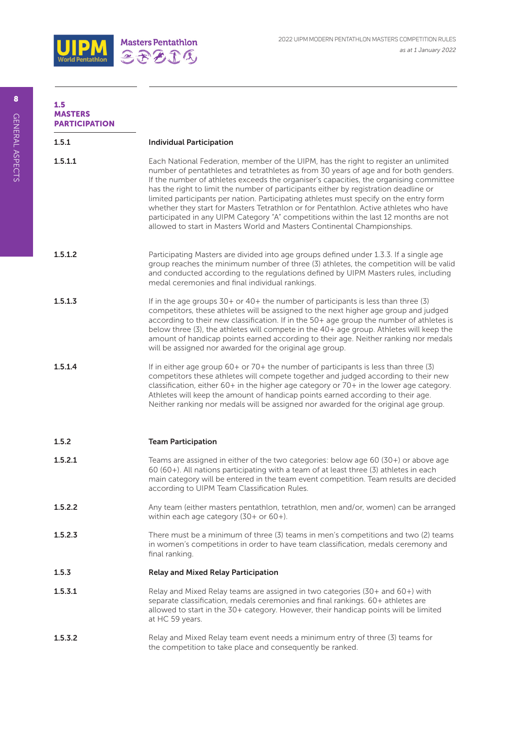## 1.5 MASTERS PARTICIPATION

### 1.5.1 Individual Participation

**1.5.1.1** Each National Federation, member of the UIPM, has the right to register an unlimited number of pentathletes and tetrathletes as from 30 years of age and for both genders. If the number of athletes exceeds the organiser's capacities, the organising committee has the right to limit the number of participants either by registration deadline or limited participants per nation. Participating athletes must specify on the entry form whether they start for Masters Tetrathlon or for Pentathlon. Active athletes who have participated in any UIPM Category "A" competitions within the last 12 months are not allowed to start in Masters World and Masters Continental Championships.

**1.5.1.2** Participating Masters are divided into age groups defined under 1.3.3. If a single age group reaches the minimum number of three (3) athletes, the competition will be valid and conducted according to the regulations defined by UIPM Masters rules, including medal ceremonies and final individual rankings.

**1.5.1.3** If in the age groups 30+ or 40+ the number of participants is less than three (3) competitors, these athletes will be assigned to the next higher age group and judged according to their new classification. If in the 50+ age group the number of athletes is below three (3), the athletes will compete in the 40+ age group. Athletes will keep the amount of handicap points earned according to their age. Neither ranking nor medals will be assigned nor awarded for the original age group.

**1.5.1.4** If in either age group 60+ or 70+ the number of participants is less than three (3) competitors these athletes will compete together and judged according to their new classification, either 60+ in the higher age category or 70+ in the lower age category. Athletes will keep the amount of handicap points earned according to their age. Neither ranking nor medals will be assigned nor awarded for the original age group.

### 1.5.2 Team Participation

**1.5.2.1** Teams are assigned in either of the two categories: below age 60 (30+) or above age 60 (60+). All nations participating with a team of at least three (3) athletes in each main category will be entered in the team event competition. Team results are decided according to UIPM Team Classification Rules.

**1.5.2.2** Any team (either masters pentathlon, tetrathlon, men and/or, women) can be arranged within each age category (30+ or 60+).

**1.5.2.3** There must be a minimum of three (3) teams in men's competitions and two (2) teams in women's competitions in order to have team classification, medals ceremony and final ranking.

### 1.5.3 Relay and Mixed Relay Participation

**1.5.3.1** Relay and Mixed Relay teams are assigned in two categories (30+ and 60+) with separate classification, medals ceremonies and final rankings. 60+ athletes are allowed to start in the 30+ category. However, their handicap points will be limited at HC 59 years.

**1.5.3.2** Relay and Mixed Relay team event needs a minimum entry of three (3) teams for the competition to take place and consequently be ranked.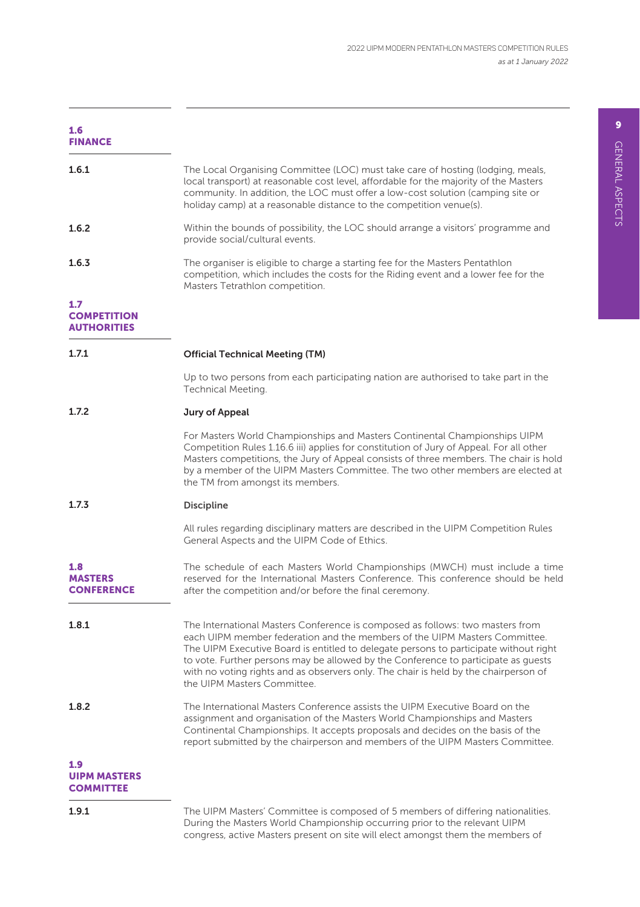## 1.6 FINANCE

**1.6.1** The Local Organising Committee (LOC) must take care of hosting (lodging, meals, local transport) at reasonable cost level, affordable for the majority of the Masters community. In addition, the LOC must offer a low-cost solution (camping site or holiday camp) at a reasonable distance to the competition venue(s).

**1.6.2** Within the bounds of possibility, the LOC should arrange a visitors' programme and provide social/cultural events.

**1.6.3** The organiser is eligible to charge a starting fee for the Masters Pentathlon competition, which includes the costs for the Riding event and a lower fee for the Masters Tetrathlon competition.

## 1.7 COMPETITION AUTHORITIES

**1.7.1** **Official Technical Meeting (TM)**

Up to two persons from each participating nation are authorised to take part in the Technical Meeting.

**1.7.2** **Jury of Appeal**

For Masters World Championships and Masters Continental Championships UIPM Competition Rules 1.16.6 iii) applies for constitution of Jury of Appeal. For all other Masters competitions, the Jury of Appeal consists of three members. The chair is hold by a member of the UIPM Masters Committee. The two other members are elected at the TM from amongst its members.

**1.7.3** **Discipline**

All rules regarding disciplinary matters are described in the UIPM Competition Rules General Aspects and the UIPM Code of Ethics.

## 1.8 MASTERS CONFERENCE

The schedule of each Masters World Championships (MWCH) must include a time reserved for the International Masters Conference. This conference should be held after the competition and/or before the final ceremony.

**1.8.1** The International Masters Conference is composed as follows: two masters from each UIPM member federation and the members of the UIPM Masters Committee. The UIPM Executive Board is entitled to delegate persons to participate without right to vote. Further persons may be allowed by the Conference to participate as guests with no voting rights and as observers only. The chair is held by the chairperson of the UIPM Masters Committee.

**1.8.2** The International Masters Conference assists the UIPM Executive Board on the assignment and organisation of the Masters World Championships and Masters Continental Championships. It accepts proposals and decides on the basis of the report submitted by the chairperson and members of the UIPM Masters Committee.

## 1.9 UIPM MASTERS COMMITTEE

**1.9.1** The UIPM Masters' Committee is composed of 5 members of differing nationalities. During the Masters World Championship occurring prior to the relevant UIPM congress, active Masters present on site will elect amongst them the members of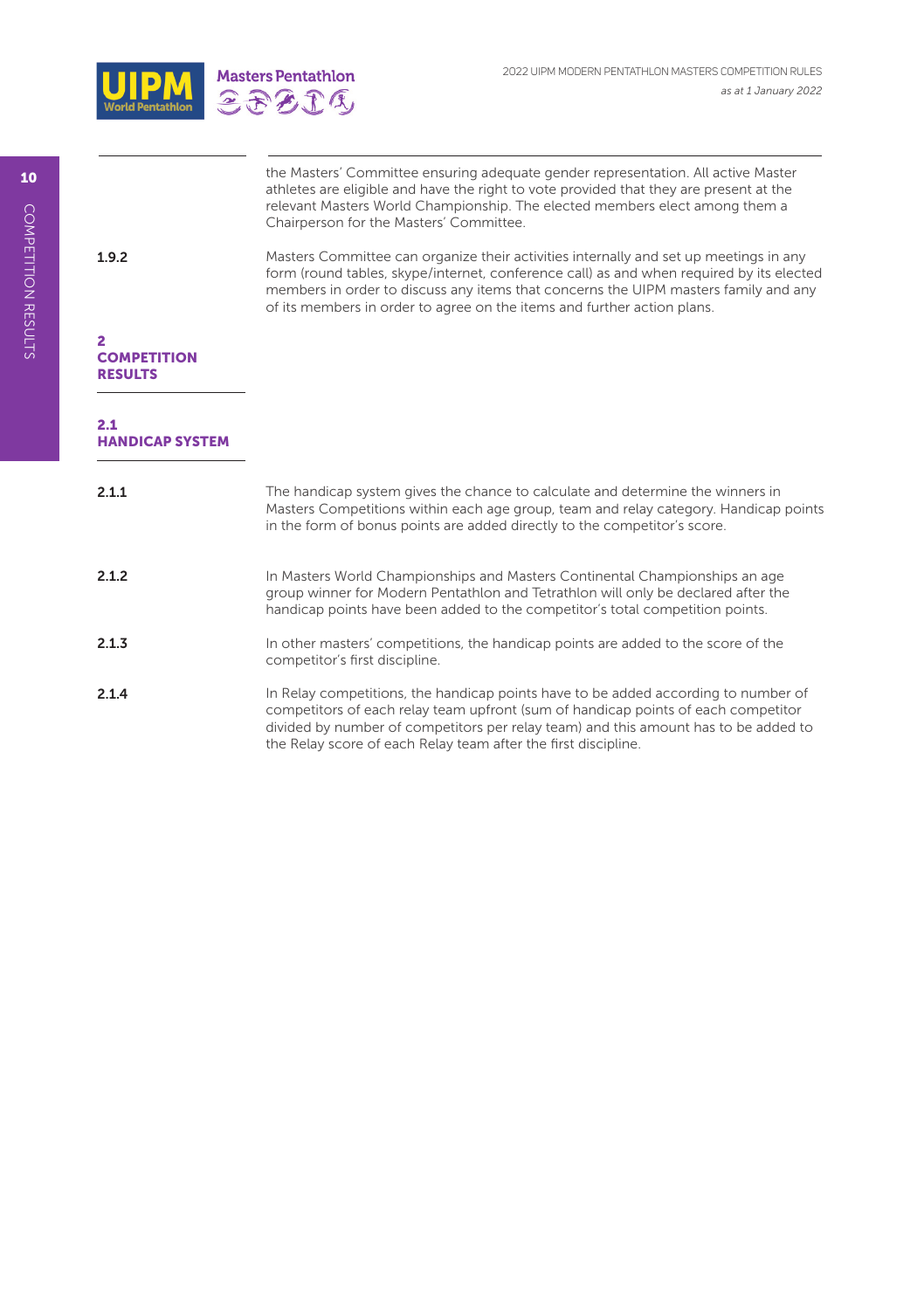the Masters' Committee ensuring adequate gender representation. All active Master athletes are eligible and have the right to vote provided that they are present at the relevant Masters World Championship. The elected members elect among them a Chairperson for the Masters' Committee.

**1.9.2** Masters Committee can organize their activities internally and set up meetings in any form (round tables, skype/internet, conference call) as and when required by its elected members in order to discuss any items that concerns the UIPM masters family and any of its members in order to agree on the items and further action plans.

# 2 COMPETITION RESULTS

## 2.1 HANDICAP SYSTEM

**2.1.1** The handicap system gives the chance to calculate and determine the winners in Masters Competitions within each age group, team and relay category. Handicap points in the form of bonus points are added directly to the competitor's score.

**2.1.2** In Masters World Championships and Masters Continental Championships an age group winner for Modern Pentathlon and Tetrathlon will only be declared after the handicap points have been added to the competitor's total competition points.

**2.1.3** In other masters' competitions, the handicap points are added to the score of the competitor's first discipline.

**2.1.4** In Relay competitions, the handicap points have to be added according to number of competitors of each relay team upfront (sum of handicap points of each competitor divided by number of competitors per relay team) and this amount has to be added to the Relay score of each Relay team after the first discipline.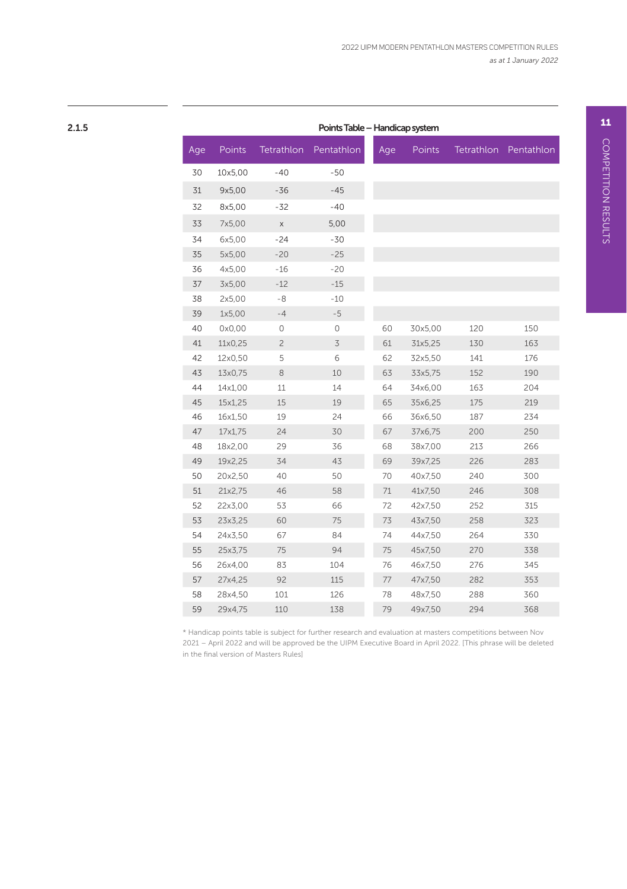2.1.5

**Points Table – Handicap system**

| Age | Points | Tetrathlon | Pentathlon | Age | Points | Tetrathlon | Pentathlon |
|---|---|---|---|---|---|---|---|
| 30 | 10x5,00 | -40 | -50 | | | | |
| 31 | 9x5,00 | -36 | -45 | | | | |
| 32 | 8x5,00 | -32 | -40 | | | | |
| 33 | 7x5,00 | x | 5,00 | | | | |
| 34 | 6x5,00 | -24 | -30 | | | | |
| 35 | 5x5,00 | -20 | -25 | | | | |
| 36 | 4x5,00 | -16 | -20 | | | | |
| 37 | 3x5,00 | -12 | -15 | | | | |
| 38 | 2x5,00 | -8 | -10 | | | | |
| 39 | 1x5,00 | -4 | -5 | | | | |
| 40 | 0x0,00 | 0 | 0 | 60 | 30x5,00 | 120 | 150 |
| 41 | 11x0,25 | 2 | 3 | 61 | 31x5,25 | 130 | 163 |
| 42 | 12x0,50 | 5 | 6 | 62 | 32x5,50 | 141 | 176 |
| 43 | 13x0,75 | 8 | 10 | 63 | 33x5,75 | 152 | 190 |
| 44 | 14x1,00 | 11 | 14 | 64 | 34x6,00 | 163 | 204 |
| 45 | 15x1,25 | 15 | 19 | 65 | 35x6,25 | 175 | 219 |
| 46 | 16x1,50 | 19 | 24 | 66 | 36x6,50 | 187 | 234 |
| 47 | 17x1,75 | 24 | 30 | 67 | 37x6,75 | 200 | 250 |
| 48 | 18x2,00 | 29 | 36 | 68 | 38x7,00 | 213 | 266 |
| 49 | 19x2,25 | 34 | 43 | 69 | 39x7,25 | 226 | 283 |
| 50 | 20x2,50 | 40 | 50 | 70 | 40x7,50 | 240 | 300 |
| 51 | 21x2,75 | 46 | 58 | 71 | 41x7,50 | 246 | 308 |
| 52 | 22x3,00 | 53 | 66 | 72 | 42x7,50 | 252 | 315 |
| 53 | 23x3,25 | 60 | 75 | 73 | 43x7,50 | 258 | 323 |
| 54 | 24x3,50 | 67 | 84 | 74 | 44x7,50 | 264 | 330 |
| 55 | 25x3,75 | 75 | 94 | 75 | 45x7,50 | 270 | 338 |
| 56 | 26x4,00 | 83 | 104 | 76 | 46x7,50 | 276 | 345 |
| 57 | 27x4,25 | 92 | 115 | 77 | 47x7,50 | 282 | 353 |
| 58 | 28x4,50 | 101 | 126 | 78 | 48x7,50 | 288 | 360 |
| 59 | 29x4,75 | 110 | 138 | 79 | 49x7,50 | 294 | 368 |

* Handicap points table is subject for further research and evaluation at masters competitions between Nov 2021 – April 2022 and will be approved be the UIPM Executive Board in April 2022. [This phrase will be deleted in the final version of Masters Rules]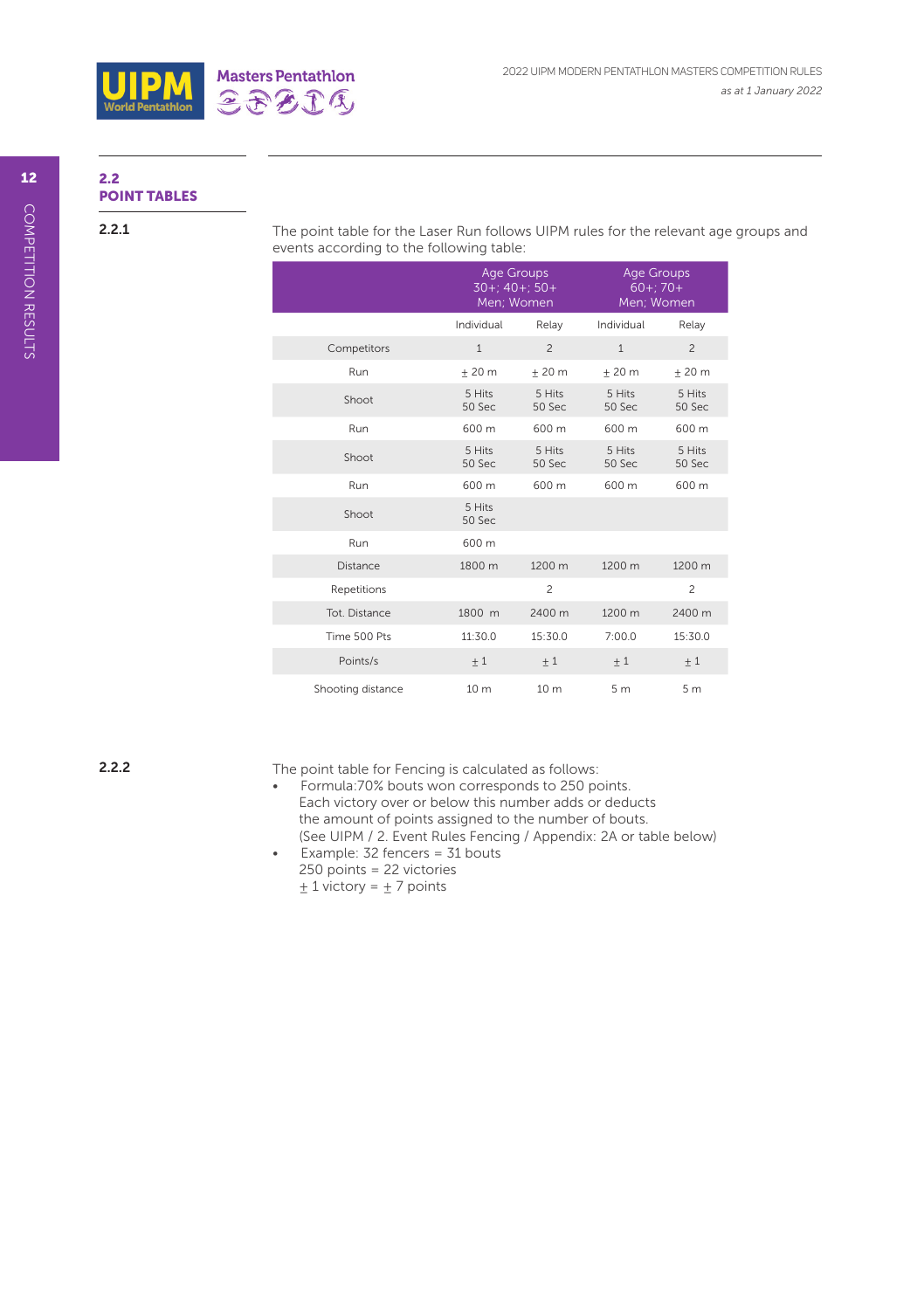## 2.2 POINT TABLES

**2.2.1**

The point table for the Laser Run follows UIPM rules for the relevant age groups and events according to the following table:

| | Age Groups 30+; 40+; 50+ Men; Women | | Age Groups 60+; 70+ Men; Women | |
|---|---|---|---|---|
| | Individual | Relay | Individual | Relay |
| Competitors | 1 | 2 | 1 | 2 |
| Run | ± 20 m | ± 20 m | ± 20 m | ± 20 m |
| Shoot | 5 Hits 50 Sec | 5 Hits 50 Sec | 5 Hits 50 Sec | 5 Hits 50 Sec |
| Run | 600 m | 600 m | 600 m | 600 m |
| Shoot | 5 Hits 50 Sec | 5 Hits 50 Sec | 5 Hits 50 Sec | 5 Hits 50 Sec |
| Run | 600 m | 600 m | 600 m | 600 m |
| Shoot | 5 Hits 50 Sec | | | |
| Run | 600 m | | | |
| Distance | 1800 m | 1200 m | 1200 m | 1200 m |
| Repetitions | | 2 | | 2 |
| Tot. Distance | 1800 m | 2400 m | 1200 m | 2400 m |
| Time 500 Pts | 11:30.0 | 15:30.0 | 7:00.0 | 15:30.0 |
| Points/s | ± 1 | ± 1 | ± 1 | ± 1 |
| Shooting distance | 10 m | 10 m | 5 m | 5 m |

**2.2.2**

The point table for Fencing is calculated as follows:

- Formula:70% bouts won corresponds to 250 points. Each victory over or below this number adds or deducts the amount of points assigned to the number of bouts. (See UIPM / 2. Event Rules Fencing / Appendix: 2A or table below)
- Example: 32 fencers = 31 bouts
  250 points = 22 victories
  ± 1 victory = ± 7 points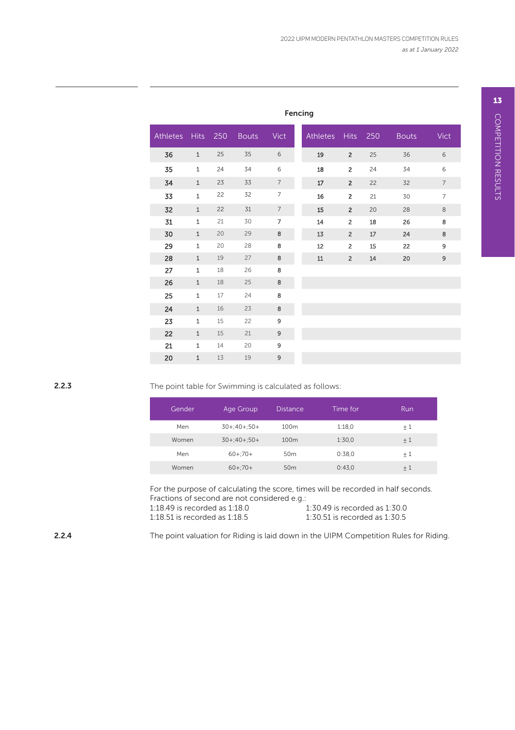### Fencing

| Athletes | Hits | 250 | Bouts | Vict |
|---|---|---|---|---|
| 36 | 1 | 25 | 35 | 6 |
| 35 | 1 | 24 | 34 | 6 |
| 34 | 1 | 23 | 33 | 7 |
| 33 | 1 | 22 | 32 | 7 |
| 32 | 1 | 22 | 31 | 7 |
| 31 | 1 | 21 | 30 | 7 |
| 30 | 1 | 20 | 29 | 8 |
| 29 | 1 | 20 | 28 | 8 |
| 28 | 1 | 19 | 27 | 8 |
| 27 | 1 | 18 | 26 | 8 |
| 26 | 1 | 18 | 25 | 8 |
| 25 | 1 | 17 | 24 | 8 |
| 24 | 1 | 16 | 23 | 8 |
| 23 | 1 | 15 | 22 | 9 |
| 22 | 1 | 15 | 21 | 9 |
| 21 | 1 | 14 | 20 | 9 |
| 20 | 1 | 13 | 19 | 9 |

| Athletes | Hits | 250 | Bouts | Vict |
|---|---|---|---|---|
| 19 | 2 | 25 | 36 | 6 |
| 18 | 2 | 24 | 34 | 6 |
| 17 | 2 | 22 | 32 | 7 |
| 16 | 2 | 21 | 30 | 7 |
| 15 | 2 | 20 | 28 | 8 |
| 14 | 2 | 18 | 26 | 8 |
| 13 | 2 | 17 | 24 | 8 |
| 12 | 2 | 15 | 22 | 9 |
| 11 | 2 | 14 | 20 | 9 |

**2.2.3** The point table for Swimming is calculated as follows:

| Gender | Age Group | Distance | Time for | Run |
|---|---|---|---|---|
| Men | 30+;40+;50+ | 100m | 1:18,0 | ± 1 |
| Women | 30+;40+;50+ | 100m | 1:30,0 | ± 1 |
| Men | 60+;70+ | 50m | 0:38,0 | ± 1 |
| Women | 60+;70+ | 50m | 0:43,0 | ± 1 |

For the purpose of calculating the score, times will be recorded in half seconds. Fractions of second are not considered e.g.:

1:18.49 is recorded as 1:18.0
1:18.51 is recorded as 1:18.5
1:30.49 is recorded as 1:30.0
1:30.51 is recorded as 1:30.5

**2.2.4** The point valuation for Riding is laid down in the UIPM Competition Rules for Riding.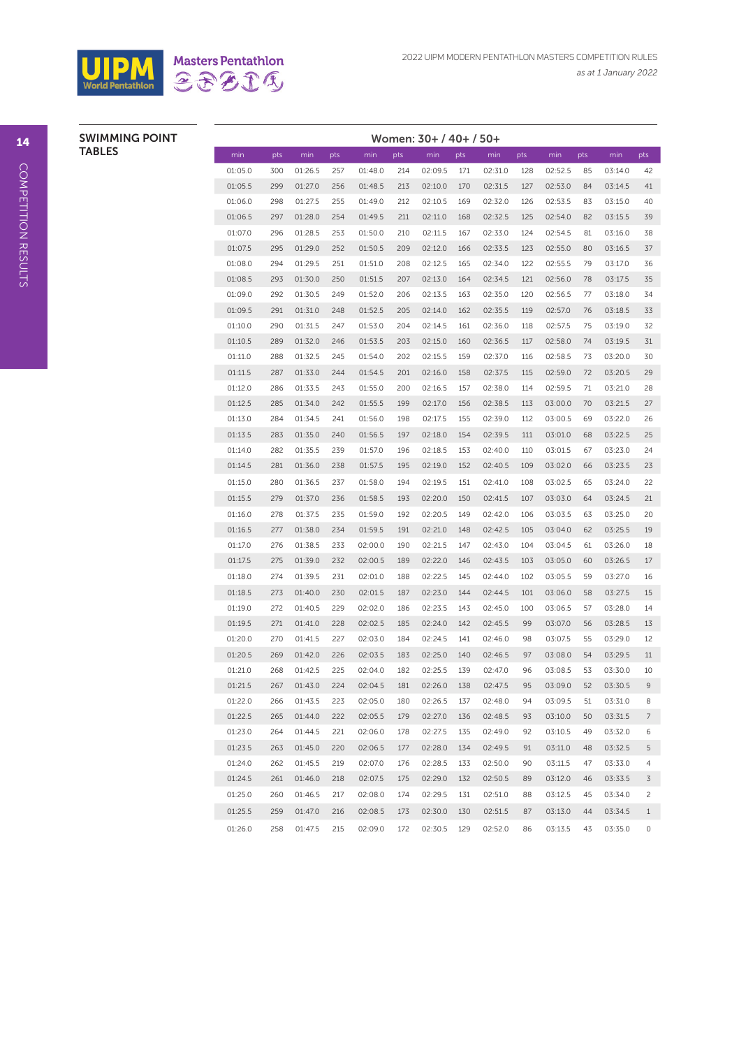## SWIMMING POINT TABLES

**Women: 30+ / 40+ / 50+**

| min | pts | min | pts | min | pts | min | pts | min | pts | min | pts | min | pts |
|---|---|---|---|---|---|---|---|---|---|---|---|---|---|
| 01:05.0 | 300 | 01:26.5 | 257 | 01:48.0 | 214 | 02:09.5 | 171 | 02:31.0 | 128 | 02:52.5 | 85 | 03:14.0 | 42 |
| 01:05.5 | 299 | 01:27.0 | 256 | 01:48.5 | 213 | 02:10.0 | 170 | 02:31.5 | 127 | 02:53.0 | 84 | 03:14.5 | 41 |
| 01:06.0 | 298 | 01:27.5 | 255 | 01:49.0 | 212 | 02:10.5 | 169 | 02:32.0 | 126 | 02:53.5 | 83 | 03:15.0 | 40 |
| 01:06.5 | 297 | 01:28.0 | 254 | 01:49.5 | 211 | 02:11.0 | 168 | 02:32.5 | 125 | 02:54.0 | 82 | 03:15.5 | 39 |
| 01:07.0 | 296 | 01:28.5 | 253 | 01:50.0 | 210 | 02:11.5 | 167 | 02:33.0 | 124 | 02:54.5 | 81 | 03:16.0 | 38 |
| 01:07.5 | 295 | 01:29.0 | 252 | 01:50.5 | 209 | 02:12.0 | 166 | 02:33.5 | 123 | 02:55.0 | 80 | 03:16.5 | 37 |
| 01:08.0 | 294 | 01:29.5 | 251 | 01:51.0 | 208 | 02:12.5 | 165 | 02:34.0 | 122 | 02:55.5 | 79 | 03:17.0 | 36 |
| 01:08.5 | 293 | 01:30.0 | 250 | 01:51.5 | 207 | 02:13.0 | 164 | 02:34.5 | 121 | 02:56.0 | 78 | 03:17.5 | 35 |
| 01:09.0 | 292 | 01:30.5 | 249 | 01:52.0 | 206 | 02:13.5 | 163 | 02:35.0 | 120 | 02:56.5 | 77 | 03:18.0 | 34 |
| 01:09.5 | 291 | 01:31.0 | 248 | 01:52.5 | 205 | 02:14.0 | 162 | 02:35.5 | 119 | 02:57.0 | 76 | 03:18.5 | 33 |
| 01:10.0 | 290 | 01:31.5 | 247 | 01:53.0 | 204 | 02:14.5 | 161 | 02:36.0 | 118 | 02:57.5 | 75 | 03:19.0 | 32 |
| 01:10.5 | 289 | 01:32.0 | 246 | 01:53.5 | 203 | 02:15.0 | 160 | 02:36.5 | 117 | 02:58.0 | 74 | 03:19.5 | 31 |
| 01:11.0 | 288 | 01:32.5 | 245 | 01:54.0 | 202 | 02:15.5 | 159 | 02:37.0 | 116 | 02:58.5 | 73 | 03:20.0 | 30 |
| 01:11.5 | 287 | 01:33.0 | 244 | 01:54.5 | 201 | 02:16.0 | 158 | 02:37.5 | 115 | 02:59.0 | 72 | 03:20.5 | 29 |
| 01:12.0 | 286 | 01:33.5 | 243 | 01:55.0 | 200 | 02:16.5 | 157 | 02:38.0 | 114 | 02:59.5 | 71 | 03:21.0 | 28 |
| 01:12.5 | 285 | 01:34.0 | 242 | 01:55.5 | 199 | 02:17.0 | 156 | 02:38.5 | 113 | 03:00.0 | 70 | 03:21.5 | 27 |
| 01:13.0 | 284 | 01:34.5 | 241 | 01:56.0 | 198 | 02:17.5 | 155 | 02:39.0 | 112 | 03:00.5 | 69 | 03:22.0 | 26 |
| 01:13.5 | 283 | 01:35.0 | 240 | 01:56.5 | 197 | 02:18.0 | 154 | 02:39.5 | 111 | 03:01.0 | 68 | 03:22.5 | 25 |
| 01:14.0 | 282 | 01:35.5 | 239 | 01:57.0 | 196 | 02:18.5 | 153 | 02:40.0 | 110 | 03:01.5 | 67 | 03:23.0 | 24 |
| 01:14.5 | 281 | 01:36.0 | 238 | 01:57.5 | 195 | 02:19.0 | 152 | 02:40.5 | 109 | 03:02.0 | 66 | 03:23.5 | 23 |
| 01:15.0 | 280 | 01:36.5 | 237 | 01:58.0 | 194 | 02:19.5 | 151 | 02:41.0 | 108 | 03:02.5 | 65 | 03:24.0 | 22 |
| 01:15.5 | 279 | 01:37.0 | 236 | 01:58.5 | 193 | 02:20.0 | 150 | 02:41.5 | 107 | 03:03.0 | 64 | 03:24.5 | 21 |
| 01:16.0 | 278 | 01:37.5 | 235 | 01:59.0 | 192 | 02:20.5 | 149 | 02:42.0 | 106 | 03:03.5 | 63 | 03:25.0 | 20 |
| 01:16.5 | 277 | 01:38.0 | 234 | 01:59.5 | 191 | 02:21.0 | 148 | 02:42.5 | 105 | 03:04.0 | 62 | 03:25.5 | 19 |
| 01:17.0 | 276 | 01:38.5 | 233 | 02:00.0 | 190 | 02:21.5 | 147 | 02:43.0 | 104 | 03:04.5 | 61 | 03:26.0 | 18 |
| 01:17.5 | 275 | 01:39.0 | 232 | 02:00.5 | 189 | 02:22.0 | 146 | 02:43.5 | 103 | 03:05.0 | 60 | 03:26.5 | 17 |
| 01:18.0 | 274 | 01:39.5 | 231 | 02:01.0 | 188 | 02:22.5 | 145 | 02:44.0 | 102 | 03:05.5 | 59 | 03:27.0 | 16 |
| 01:18.5 | 273 | 01:40.0 | 230 | 02:01.5 | 187 | 02:23.0 | 144 | 02:44.5 | 101 | 03:06.0 | 58 | 03:27.5 | 15 |
| 01:19.0 | 272 | 01:40.5 | 229 | 02:02.0 | 186 | 02:23.5 | 143 | 02:45.0 | 100 | 03:06.5 | 57 | 03:28.0 | 14 |
| 01:19.5 | 271 | 01:41.0 | 228 | 02:02.5 | 185 | 02:24.0 | 142 | 02:45.5 | 99 | 03:07.0 | 56 | 03:28.5 | 13 |
| 01:20.0 | 270 | 01:41.5 | 227 | 02:03.0 | 184 | 02:24.5 | 141 | 02:46.0 | 98 | 03:07.5 | 55 | 03:29.0 | 12 |
| 01:20.5 | 269 | 01:42.0 | 226 | 02:03.5 | 183 | 02:25.0 | 140 | 02:46.5 | 97 | 03:08.0 | 54 | 03:29.5 | 11 |
| 01:21.0 | 268 | 01:42.5 | 225 | 02:04.0 | 182 | 02:25.5 | 139 | 02:47.0 | 96 | 03:08.5 | 53 | 03:30.0 | 10 |
| 01:21.5 | 267 | 01:43.0 | 224 | 02:04.5 | 181 | 02:26.0 | 138 | 02:47.5 | 95 | 03:09.0 | 52 | 03:30.5 | 9 |
| 01:22.0 | 266 | 01:43.5 | 223 | 02:05.0 | 180 | 02:26.5 | 137 | 02:48.0 | 94 | 03:09.5 | 51 | 03:31.0 | 8 |
| 01:22.5 | 265 | 01:44.0 | 222 | 02:05.5 | 179 | 02:27.0 | 136 | 02:48.5 | 93 | 03:10.0 | 50 | 03:31.5 | 7 |
| 01:23.0 | 264 | 01:44.5 | 221 | 02:06.0 | 178 | 02:27.5 | 135 | 02:49.0 | 92 | 03:10.5 | 49 | 03:32.0 | 6 |
| 01:23.5 | 263 | 01:45.0 | 220 | 02:06.5 | 177 | 02:28.0 | 134 | 02:49.5 | 91 | 03:11.0 | 48 | 03:32.5 | 5 |
| 01:24.0 | 262 | 01:45.5 | 219 | 02:07.0 | 176 | 02:28.5 | 133 | 02:50.0 | 90 | 03:11.5 | 47 | 03:33.0 | 4 |
| 01:24.5 | 261 | 01:46.0 | 218 | 02:07.5 | 175 | 02:29.0 | 132 | 02:50.5 | 89 | 03:12.0 | 46 | 03:33.5 | 3 |
| 01:25.0 | 260 | 01:46.5 | 217 | 02:08.0 | 174 | 02:29.5 | 131 | 02:51.0 | 88 | 03:12.5 | 45 | 03:34.0 | 2 |
| 01:25.5 | 259 | 01:47.0 | 216 | 02:08.5 | 173 | 02:30.0 | 130 | 02:51.5 | 87 | 03:13.0 | 44 | 03:34.5 | 1 |
| 01:26.0 | 258 | 01:47.5 | 215 | 02:09.0 | 172 | 02:30.5 | 129 | 02:52.0 | 86 | 03:13.5 | 43 | 03:35.0 | 0 |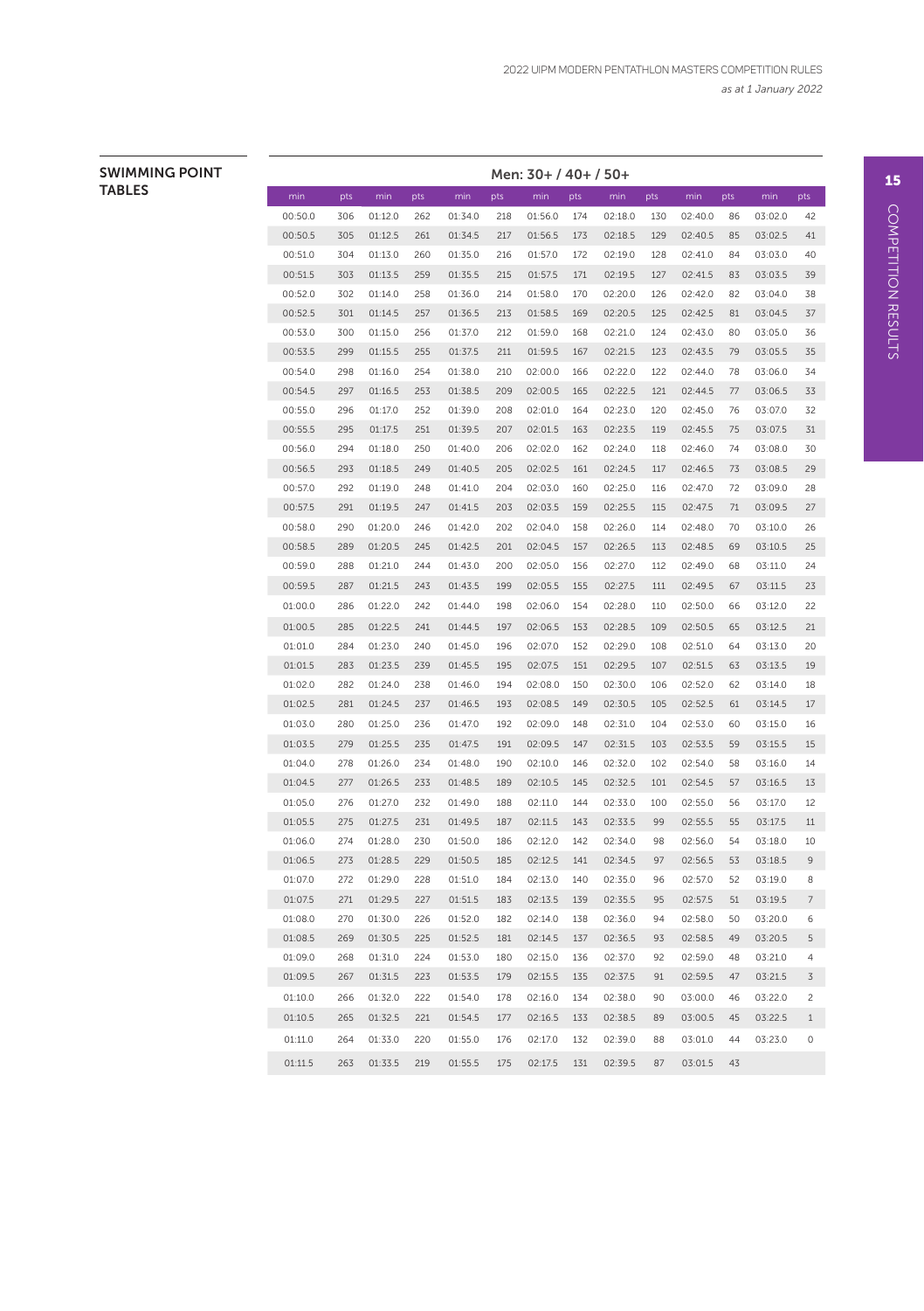## SWIMMING POINT TABLES

**Men: 30+ / 40+ / 50+**

| min | pts | min | pts | min | pts | min | pts | min | pts | min | pts | min | pts |
|---|---|---|---|---|---|---|---|---|---|---|---|---|---|
| 00:50.0 | 306 | 01:12.0 | 262 | 01:34.0 | 218 | 01:56.0 | 174 | 02:18.0 | 130 | 02:40.0 | 86 | 03:02.0 | 42 |
| 00:50.5 | 305 | 01:12.5 | 261 | 01:34.5 | 217 | 01:56.5 | 173 | 02:18.5 | 129 | 02:40.5 | 85 | 03:02.5 | 41 |
| 00:51.0 | 304 | 01:13.0 | 260 | 01:35.0 | 216 | 01:57.0 | 172 | 02:19.0 | 128 | 02:41.0 | 84 | 03:03.0 | 40 |
| 00:51.5 | 303 | 01:13.5 | 259 | 01:35.5 | 215 | 01:57.5 | 171 | 02:19.5 | 127 | 02:41.5 | 83 | 03:03.5 | 39 |
| 00:52.0 | 302 | 01:14.0 | 258 | 01:36.0 | 214 | 01:58.0 | 170 | 02:20.0 | 126 | 02:42.0 | 82 | 03:04.0 | 38 |
| 00:52.5 | 301 | 01:14.5 | 257 | 01:36.5 | 213 | 01:58.5 | 169 | 02:20.5 | 125 | 02:42.5 | 81 | 03:04.5 | 37 |
| 00:53.0 | 300 | 01:15.0 | 256 | 01:37.0 | 212 | 01:59.0 | 168 | 02:21.0 | 124 | 02:43.0 | 80 | 03:05.0 | 36 |
| 00:53.5 | 299 | 01:15.5 | 255 | 01:37.5 | 211 | 01:59.5 | 167 | 02:21.5 | 123 | 02:43.5 | 79 | 03:05.5 | 35 |
| 00:54.0 | 298 | 01:16.0 | 254 | 01:38.0 | 210 | 02:00.0 | 166 | 02:22.0 | 122 | 02:44.0 | 78 | 03:06.0 | 34 |
| 00:54.5 | 297 | 01:16.5 | 253 | 01:38.5 | 209 | 02:00.5 | 165 | 02:22.5 | 121 | 02:44.5 | 77 | 03:06.5 | 33 |
| 00:55.0 | 296 | 01:17.0 | 252 | 01:39.0 | 208 | 02:01.0 | 164 | 02:23.0 | 120 | 02:45.0 | 76 | 03:07.0 | 32 |
| 00:55.5 | 295 | 01:17.5 | 251 | 01:39.5 | 207 | 02:01.5 | 163 | 02:23.5 | 119 | 02:45.5 | 75 | 03:07.5 | 31 |
| 00:56.0 | 294 | 01:18.0 | 250 | 01:40.0 | 206 | 02:02.0 | 162 | 02:24.0 | 118 | 02:46.0 | 74 | 03:08.0 | 30 |
| 00:56.5 | 293 | 01:18.5 | 249 | 01:40.5 | 205 | 02:02.5 | 161 | 02:24.5 | 117 | 02:46.5 | 73 | 03:08.5 | 29 |
| 00:57.0 | 292 | 01:19.0 | 248 | 01:41.0 | 204 | 02:03.0 | 160 | 02:25.0 | 116 | 02:47.0 | 72 | 03:09.0 | 28 |
| 00:57.5 | 291 | 01:19.5 | 247 | 01:41.5 | 203 | 02:03.5 | 159 | 02:25.5 | 115 | 02:47.5 | 71 | 03:09.5 | 27 |
| 00:58.0 | 290 | 01:20.0 | 246 | 01:42.0 | 202 | 02:04.0 | 158 | 02:26.0 | 114 | 02:48.0 | 70 | 03:10.0 | 26 |
| 00:58.5 | 289 | 01:20.5 | 245 | 01:42.5 | 201 | 02:04.5 | 157 | 02:26.5 | 113 | 02:48.5 | 69 | 03:10.5 | 25 |
| 00:59.0 | 288 | 01:21.0 | 244 | 01:43.0 | 200 | 02:05.0 | 156 | 02:27.0 | 112 | 02:49.0 | 68 | 03:11.0 | 24 |
| 00:59.5 | 287 | 01:21.5 | 243 | 01:43.5 | 199 | 02:05.5 | 155 | 02:27.5 | 111 | 02:49.5 | 67 | 03:11.5 | 23 |
| 01:00.0 | 286 | 01:22.0 | 242 | 01:44.0 | 198 | 02:06.0 | 154 | 02:28.0 | 110 | 02:50.0 | 66 | 03:12.0 | 22 |
| 01:00.5 | 285 | 01:22.5 | 241 | 01:44.5 | 197 | 02:06.5 | 153 | 02:28.5 | 109 | 02:50.5 | 65 | 03:12.5 | 21 |
| 01:01.0 | 284 | 01:23.0 | 240 | 01:45.0 | 196 | 02:07.0 | 152 | 02:29.0 | 108 | 02:51.0 | 64 | 03:13.0 | 20 |
| 01:01.5 | 283 | 01:23.5 | 239 | 01:45.5 | 195 | 02:07.5 | 151 | 02:29.5 | 107 | 02:51.5 | 63 | 03:13.5 | 19 |
| 01:02.0 | 282 | 01:24.0 | 238 | 01:46.0 | 194 | 02:08.0 | 150 | 02:30.0 | 106 | 02:52.0 | 62 | 03:14.0 | 18 |
| 01:02.5 | 281 | 01:24.5 | 237 | 01:46.5 | 193 | 02:08.5 | 149 | 02:30.5 | 105 | 02:52.5 | 61 | 03:14.5 | 17 |
| 01:03.0 | 280 | 01:25.0 | 236 | 01:47.0 | 192 | 02:09.0 | 148 | 02:31.0 | 104 | 02:53.0 | 60 | 03:15.0 | 16 |
| 01:03.5 | 279 | 01:25.5 | 235 | 01:47.5 | 191 | 02:09.5 | 147 | 02:31.5 | 103 | 02:53.5 | 59 | 03:15.5 | 15 |
| 01:04.0 | 278 | 01:26.0 | 234 | 01:48.0 | 190 | 02:10.0 | 146 | 02:32.0 | 102 | 02:54.0 | 58 | 03:16.0 | 14 |
| 01:04.5 | 277 | 01:26.5 | 233 | 01:48.5 | 189 | 02:10.5 | 145 | 02:32.5 | 101 | 02:54.5 | 57 | 03:16.5 | 13 |
| 01:05.0 | 276 | 01:27.0 | 232 | 01:49.0 | 188 | 02:11.0 | 144 | 02:33.0 | 100 | 02:55.0 | 56 | 03:17.0 | 12 |
| 01:05.5 | 275 | 01:27.5 | 231 | 01:49.5 | 187 | 02:11.5 | 143 | 02:33.5 | 99 | 02:55.5 | 55 | 03:17.5 | 11 |
| 01:06.0 | 274 | 01:28.0 | 230 | 01:50.0 | 186 | 02:12.0 | 142 | 02:34.0 | 98 | 02:56.0 | 54 | 03:18.0 | 10 |
| 01:06.5 | 273 | 01:28.5 | 229 | 01:50.5 | 185 | 02:12.5 | 141 | 02:34.5 | 97 | 02:56.5 | 53 | 03:18.5 | 9 |
| 01:07.0 | 272 | 01:29.0 | 228 | 01:51.0 | 184 | 02:13.0 | 140 | 02:35.0 | 96 | 02:57.0 | 52 | 03:19.0 | 8 |
| 01:07.5 | 271 | 01:29.5 | 227 | 01:51.5 | 183 | 02:13.5 | 139 | 02:35.5 | 95 | 02:57.5 | 51 | 03:19.5 | 7 |
| 01:08.0 | 270 | 01:30.0 | 226 | 01:52.0 | 182 | 02:14.0 | 138 | 02:36.0 | 94 | 02:58.0 | 50 | 03:20.0 | 6 |
| 01:08.5 | 269 | 01:30.5 | 225 | 01:52.5 | 181 | 02:14.5 | 137 | 02:36.5 | 93 | 02:58.5 | 49 | 03:20.5 | 5 |
| 01:09.0 | 268 | 01:31.0 | 224 | 01:53.0 | 180 | 02:15.0 | 136 | 02:37.0 | 92 | 02:59.0 | 48 | 03:21.0 | 4 |
| 01:09.5 | 267 | 01:31.5 | 223 | 01:53.5 | 179 | 02:15.5 | 135 | 02:37.5 | 91 | 02:59.5 | 47 | 03:21.5 | 3 |
| 01:10.0 | 266 | 01:32.0 | 222 | 01:54.0 | 178 | 02:16.0 | 134 | 02:38.0 | 90 | 03:00.0 | 46 | 03:22.0 | 2 |
| 01:10.5 | 265 | 01:32.5 | 221 | 01:54.5 | 177 | 02:16.5 | 133 | 02:38.5 | 89 | 03:00.5 | 45 | 03:22.5 | 1 |
| 01:11.0 | 264 | 01:33.0 | 220 | 01:55.0 | 176 | 02:17.0 | 132 | 02:39.0 | 88 | 03:01.0 | 44 | 03:23.0 | 0 |
| 01:11.5 | 263 | 01:33.5 | 219 | 01:55.5 | 175 | 02:17.5 | 131 | 02:39.5 | 87 | 03:01.5 | 43 | | |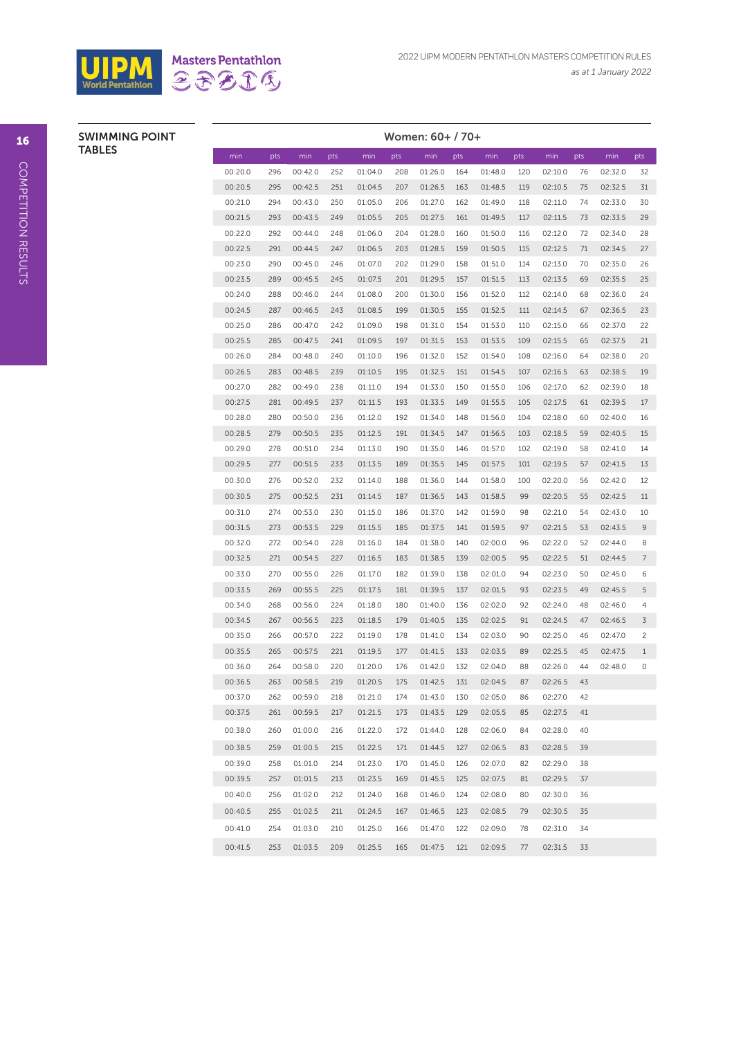## SWIMMING POINT TABLES

### Women: 60+ / 70+

| min | pts | min | pts | min | pts | min | pts | min | pts | min | pts | min | pts |
|---|---|---|---|---|---|---|---|---|---|---|---|---|---|
| 00:20.0 | 296 | 00:42.0 | 252 | 01:04.0 | 208 | 01:26.0 | 164 | 01:48.0 | 120 | 02:10.0 | 76 | 02:32.0 | 32 |
| 00:20.5 | 295 | 00:42.5 | 251 | 01:04.5 | 207 | 01:26.5 | 163 | 01:48.5 | 119 | 02:10.5 | 75 | 02:32.5 | 31 |
| 00:21.0 | 294 | 00:43.0 | 250 | 01:05.0 | 206 | 01:27.0 | 162 | 01:49.0 | 118 | 02:11.0 | 74 | 02:33.0 | 30 |
| 00:21.5 | 293 | 00:43.5 | 249 | 01:05.5 | 205 | 01:27.5 | 161 | 01:49.5 | 117 | 02:11.5 | 73 | 02:33.5 | 29 |
| 00:22.0 | 292 | 00:44.0 | 248 | 01:06.0 | 204 | 01:28.0 | 160 | 01:50.0 | 116 | 02:12.0 | 72 | 02:34.0 | 28 |
| 00:22.5 | 291 | 00:44.5 | 247 | 01:06.5 | 203 | 01:28.5 | 159 | 01:50.5 | 115 | 02:12.5 | 71 | 02:34.5 | 27 |
| 00:23.0 | 290 | 00:45.0 | 246 | 01:07.0 | 202 | 01:29.0 | 158 | 01:51.0 | 114 | 02:13.0 | 70 | 02:35.0 | 26 |
| 00:23.5 | 289 | 00:45.5 | 245 | 01:07.5 | 201 | 01:29.5 | 157 | 01:51.5 | 113 | 02:13.5 | 69 | 02:35.5 | 25 |
| 00:24.0 | 288 | 00:46.0 | 244 | 01:08.0 | 200 | 01:30.0 | 156 | 01:52.0 | 112 | 02:14.0 | 68 | 02:36.0 | 24 |
| 00:24.5 | 287 | 00:46.5 | 243 | 01:08.5 | 199 | 01:30.5 | 155 | 01:52.5 | 111 | 02:14.5 | 67 | 02:36.5 | 23 |
| 00:25.0 | 286 | 00:47.0 | 242 | 01:09.0 | 198 | 01:31.0 | 154 | 01:53.0 | 110 | 02:15.0 | 66 | 02:37.0 | 22 |
| 00:25.5 | 285 | 00:47.5 | 241 | 01:09.5 | 197 | 01:31.5 | 153 | 01:53.5 | 109 | 02:15.5 | 65 | 02:37.5 | 21 |
| 00:26.0 | 284 | 00:48.0 | 240 | 01:10.0 | 196 | 01:32.0 | 152 | 01:54.0 | 108 | 02:16.0 | 64 | 02:38.0 | 20 |
| 00:26.5 | 283 | 00:48.5 | 239 | 01:10.5 | 195 | 01:32.5 | 151 | 01:54.5 | 107 | 02:16.5 | 63 | 02:38.5 | 19 |
| 00:27.0 | 282 | 00:49.0 | 238 | 01:11.0 | 194 | 01:33.0 | 150 | 01:55.0 | 106 | 02:17.0 | 62 | 02:39.0 | 18 |
| 00:27.5 | 281 | 00:49.5 | 237 | 01:11.5 | 193 | 01:33.5 | 149 | 01:55.5 | 105 | 02:17.5 | 61 | 02:39.5 | 17 |
| 00:28.0 | 280 | 00:50.0 | 236 | 01:12.0 | 192 | 01:34.0 | 148 | 01:56.0 | 104 | 02:18.0 | 60 | 02:40.0 | 16 |
| 00:28.5 | 279 | 00:50.5 | 235 | 01:12.5 | 191 | 01:34.5 | 147 | 01:56.5 | 103 | 02:18.5 | 59 | 02:40.5 | 15 |
| 00:29.0 | 278 | 00:51.0 | 234 | 01:13.0 | 190 | 01:35.0 | 146 | 01:57.0 | 102 | 02:19.0 | 58 | 02:41.0 | 14 |
| 00:29.5 | 277 | 00:51.5 | 233 | 01:13.5 | 189 | 01:35.5 | 145 | 01:57.5 | 101 | 02:19.5 | 57 | 02:41.5 | 13 |
| 00:30.0 | 276 | 00:52.0 | 232 | 01:14.0 | 188 | 01:36.0 | 144 | 01:58.0 | 100 | 02:20.0 | 56 | 02:42.0 | 12 |
| 00:30.5 | 275 | 00:52.5 | 231 | 01:14.5 | 187 | 01:36.5 | 143 | 01:58.5 | 99 | 02:20.5 | 55 | 02:42.5 | 11 |
| 00:31.0 | 274 | 00:53.0 | 230 | 01:15.0 | 186 | 01:37.0 | 142 | 01:59.0 | 98 | 02:21.0 | 54 | 02:43.0 | 10 |
| 00:31.5 | 273 | 00:53.5 | 229 | 01:15.5 | 185 | 01:37.5 | 141 | 01:59.5 | 97 | 02:21.5 | 53 | 02:43.5 | 9 |
| 00:32.0 | 272 | 00:54.0 | 228 | 01:16.0 | 184 | 01:38.0 | 140 | 02:00.0 | 96 | 02:22.0 | 52 | 02:44.0 | 8 |
| 00:32.5 | 271 | 00:54.5 | 227 | 01:16.5 | 183 | 01:38.5 | 139 | 02:00.5 | 95 | 02:22.5 | 51 | 02:44.5 | 7 |
| 00:33.0 | 270 | 00:55.0 | 226 | 01:17.0 | 182 | 01:39.0 | 138 | 02:01.0 | 94 | 02:23.0 | 50 | 02:45.0 | 6 |
| 00:33.5 | 269 | 00:55.5 | 225 | 01:17.5 | 181 | 01:39.5 | 137 | 02:01.5 | 93 | 02:23.5 | 49 | 02:45.5 | 5 |
| 00:34.0 | 268 | 00:56.0 | 224 | 01:18.0 | 180 | 01:40.0 | 136 | 02:02.0 | 92 | 02:24.0 | 48 | 02:46.0 | 4 |
| 00:34.5 | 267 | 00:56.5 | 223 | 01:18.5 | 179 | 01:40.5 | 135 | 02:02.5 | 91 | 02:24.5 | 47 | 02:46.5 | 3 |
| 00:35.0 | 266 | 00:57.0 | 222 | 01:19.0 | 178 | 01:41.0 | 134 | 02:03.0 | 90 | 02:25.0 | 46 | 02:47.0 | 2 |
| 00:35.5 | 265 | 00:57.5 | 221 | 01:19.5 | 177 | 01:41.5 | 133 | 02:03.5 | 89 | 02:25.5 | 45 | 02:47.5 | 1 |
| 00:36.0 | 264 | 00:58.0 | 220 | 01:20.0 | 176 | 01:42.0 | 132 | 02:04.0 | 88 | 02:26.0 | 44 | 02:48.0 | 0 |
| 00:36.5 | 263 | 00:58.5 | 219 | 01:20.5 | 175 | 01:42.5 | 131 | 02:04.5 | 87 | 02:26.5 | 43 | | |
| 00:37.0 | 262 | 00:59.0 | 218 | 01:21.0 | 174 | 01:43.0 | 130 | 02:05.0 | 86 | 02:27.0 | 42 | | |
| 00:37.5 | 261 | 00:59.5 | 217 | 01:21.5 | 173 | 01:43.5 | 129 | 02:05.5 | 85 | 02:27.5 | 41 | | |
| 00:38.0 | 260 | 01:00.0 | 216 | 01:22.0 | 172 | 01:44.0 | 128 | 02:06.0 | 84 | 02:28.0 | 40 | | |
| 00:38.5 | 259 | 01:00.5 | 215 | 01:22.5 | 171 | 01:44.5 | 127 | 02:06.5 | 83 | 02:28.5 | 39 | | |
| 00:39.0 | 258 | 01:01.0 | 214 | 01:23.0 | 170 | 01:45.0 | 126 | 02:07.0 | 82 | 02:29.0 | 38 | | |
| 00:39.5 | 257 | 01:01.5 | 213 | 01:23.5 | 169 | 01:45.5 | 125 | 02:07.5 | 81 | 02:29.5 | 37 | | |
| 00:40.0 | 256 | 01:02.0 | 212 | 01:24.0 | 168 | 01:46.0 | 124 | 02:08.0 | 80 | 02:30.0 | 36 | | |
| 00:40.5 | 255 | 01:02.5 | 211 | 01:24.5 | 167 | 01:46.5 | 123 | 02:08.5 | 79 | 02:30.5 | 35 | | |
| 00:41.0 | 254 | 01:03.0 | 210 | 01:25.0 | 166 | 01:47.0 | 122 | 02:09.0 | 78 | 02:31.0 | 34 | | |
| 00:41.5 | 253 | 01:03.5 | 209 | 01:25.5 | 165 | 01:47.5 | 121 | 02:09.5 | 77 | 02:31.5 | 33 | | |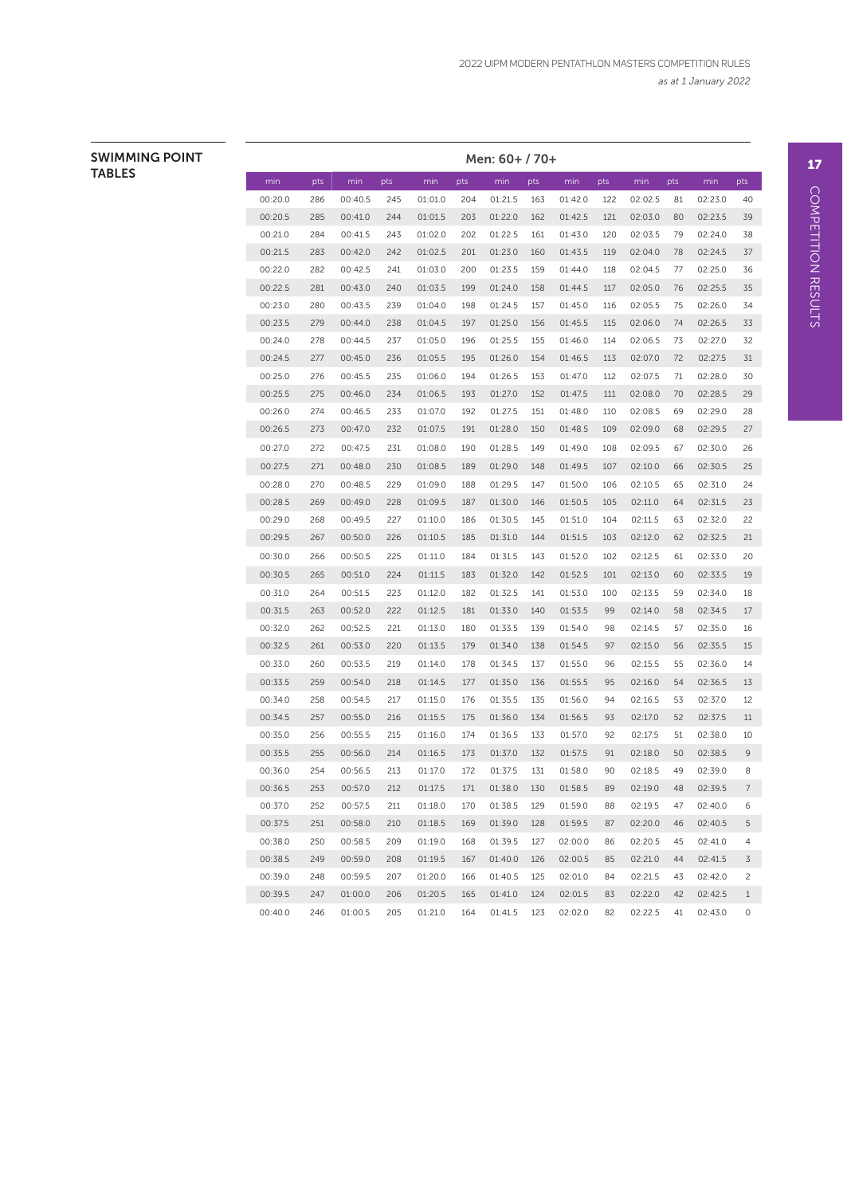## SWIMMING POINT TABLES

### Men: 60+ / 70+

| min | pts | min | pts | min | pts | min | pts | min | pts | min | pts | min | pts |
|---|---|---|---|---|---|---|---|---|---|---|---|---|---|
| 00:20.0 | 286 | 00:40.5 | 245 | 01:01.0 | 204 | 01:21.5 | 163 | 01:42.0 | 122 | 02:02.5 | 81 | 02:23.0 | 40 |
| 00:20.5 | 285 | 00:41.0 | 244 | 01:01.5 | 203 | 01:22.0 | 162 | 01:42.5 | 121 | 02:03.0 | 80 | 02:23.5 | 39 |
| 00:21.0 | 284 | 00:41.5 | 243 | 01:02.0 | 202 | 01:22.5 | 161 | 01:43.0 | 120 | 02:03.5 | 79 | 02:24.0 | 38 |
| 00:21.5 | 283 | 00:42.0 | 242 | 01:02.5 | 201 | 01:23.0 | 160 | 01:43.5 | 119 | 02:04.0 | 78 | 02:24.5 | 37 |
| 00:22.0 | 282 | 00:42.5 | 241 | 01:03.0 | 200 | 01:23.5 | 159 | 01:44.0 | 118 | 02:04.5 | 77 | 02:25.0 | 36 |
| 00:22.5 | 281 | 00:43.0 | 240 | 01:03.5 | 199 | 01:24.0 | 158 | 01:44.5 | 117 | 02:05.0 | 76 | 02:25.5 | 35 |
| 00:23.0 | 280 | 00:43.5 | 239 | 01:04.0 | 198 | 01:24.5 | 157 | 01:45.0 | 116 | 02:05.5 | 75 | 02:26.0 | 34 |
| 00:23.5 | 279 | 00:44.0 | 238 | 01:04.5 | 197 | 01:25.0 | 156 | 01:45.5 | 115 | 02:06.0 | 74 | 02:26.5 | 33 |
| 00:24.0 | 278 | 00:44.5 | 237 | 01:05.0 | 196 | 01:25.5 | 155 | 01:46.0 | 114 | 02:06.5 | 73 | 02:27.0 | 32 |
| 00:24.5 | 277 | 00:45.0 | 236 | 01:05.5 | 195 | 01:26.0 | 154 | 01:46.5 | 113 | 02:07.0 | 72 | 02:27.5 | 31 |
| 00:25.0 | 276 | 00:45.5 | 235 | 01:06.0 | 194 | 01:26.5 | 153 | 01:47.0 | 112 | 02:07.5 | 71 | 02:28.0 | 30 |
| 00:25.5 | 275 | 00:46.0 | 234 | 01:06.5 | 193 | 01:27.0 | 152 | 01:47.5 | 111 | 02:08.0 | 70 | 02:28.5 | 29 |
| 00:26.0 | 274 | 00:46.5 | 233 | 01:07.0 | 192 | 01:27.5 | 151 | 01:48.0 | 110 | 02:08.5 | 69 | 02:29.0 | 28 |
| 00:26.5 | 273 | 00:47.0 | 232 | 01:07.5 | 191 | 01:28.0 | 150 | 01:48.5 | 109 | 02:09.0 | 68 | 02:29.5 | 27 |
| 00:27.0 | 272 | 00:47.5 | 231 | 01:08.0 | 190 | 01:28.5 | 149 | 01:49.0 | 108 | 02:09.5 | 67 | 02:30.0 | 26 |
| 00:27.5 | 271 | 00:48.0 | 230 | 01:08.5 | 189 | 01:29.0 | 148 | 01:49.5 | 107 | 02:10.0 | 66 | 02:30.5 | 25 |
| 00:28.0 | 270 | 00:48.5 | 229 | 01:09.0 | 188 | 01:29.5 | 147 | 01:50.0 | 106 | 02:10.5 | 65 | 02:31.0 | 24 |
| 00:28.5 | 269 | 00:49.0 | 228 | 01:09.5 | 187 | 01:30.0 | 146 | 01:50.5 | 105 | 02:11.0 | 64 | 02:31.5 | 23 |
| 00:29.0 | 268 | 00:49.5 | 227 | 01:10.0 | 186 | 01:30.5 | 145 | 01:51.0 | 104 | 02:11.5 | 63 | 02:32.0 | 22 |
| 00:29.5 | 267 | 00:50.0 | 226 | 01:10.5 | 185 | 01:31.0 | 144 | 01:51.5 | 103 | 02:12.0 | 62 | 02:32.5 | 21 |
| 00:30.0 | 266 | 00:50.5 | 225 | 01:11.0 | 184 | 01:31.5 | 143 | 01:52.0 | 102 | 02:12.5 | 61 | 02:33.0 | 20 |
| 00:30.5 | 265 | 00:51.0 | 224 | 01:11.5 | 183 | 01:32.0 | 142 | 01:52.5 | 101 | 02:13.0 | 60 | 02:33.5 | 19 |
| 00:31.0 | 264 | 00:51.5 | 223 | 01:12.0 | 182 | 01:32.5 | 141 | 01:53.0 | 100 | 02:13.5 | 59 | 02:34.0 | 18 |
| 00:31.5 | 263 | 00:52.0 | 222 | 01:12.5 | 181 | 01:33.0 | 140 | 01:53.5 | 99 | 02:14.0 | 58 | 02:34.5 | 17 |
| 00:32.0 | 262 | 00:52.5 | 221 | 01:13.0 | 180 | 01:33.5 | 139 | 01:54.0 | 98 | 02:14.5 | 57 | 02:35.0 | 16 |
| 00:32.5 | 261 | 00:53.0 | 220 | 01:13.5 | 179 | 01:34.0 | 138 | 01:54.5 | 97 | 02:15.0 | 56 | 02:35.5 | 15 |
| 00:33.0 | 260 | 00:53.5 | 219 | 01:14.0 | 178 | 01:34.5 | 137 | 01:55.0 | 96 | 02:15.5 | 55 | 02:36.0 | 14 |
| 00:33.5 | 259 | 00:54.0 | 218 | 01:14.5 | 177 | 01:35.0 | 136 | 01:55.5 | 95 | 02:16.0 | 54 | 02:36.5 | 13 |
| 00:34.0 | 258 | 00:54.5 | 217 | 01:15.0 | 176 | 01:35.5 | 135 | 01:56.0 | 94 | 02:16.5 | 53 | 02:37.0 | 12 |
| 00:34.5 | 257 | 00:55.0 | 216 | 01:15.5 | 175 | 01:36.0 | 134 | 01:56.5 | 93 | 02:17.0 | 52 | 02:37.5 | 11 |
| 00:35.0 | 256 | 00:55.5 | 215 | 01:16.0 | 174 | 01:36.5 | 133 | 01:57.0 | 92 | 02:17.5 | 51 | 02:38.0 | 10 |
| 00:35.5 | 255 | 00:56.0 | 214 | 01:16.5 | 173 | 01:37.0 | 132 | 01:57.5 | 91 | 02:18.0 | 50 | 02:38.5 | 9 |
| 00:36.0 | 254 | 00:56.5 | 213 | 01:17.0 | 172 | 01:37.5 | 131 | 01:58.0 | 90 | 02:18.5 | 49 | 02:39.0 | 8 |
| 00:36.5 | 253 | 00:57.0 | 212 | 01:17.5 | 171 | 01:38.0 | 130 | 01:58.5 | 89 | 02:19.0 | 48 | 02:39.5 | 7 |
| 00:37.0 | 252 | 00:57.5 | 211 | 01:18.0 | 170 | 01:38.5 | 129 | 01:59.0 | 88 | 02:19.5 | 47 | 02:40.0 | 6 |
| 00:37.5 | 251 | 00:58.0 | 210 | 01:18.5 | 169 | 01:39.0 | 128 | 01:59.5 | 87 | 02:20.0 | 46 | 02:40.5 | 5 |
| 00:38.0 | 250 | 00:58.5 | 209 | 01:19.0 | 168 | 01:39.5 | 127 | 02:00.0 | 86 | 02:20.5 | 45 | 02:41.0 | 4 |
| 00:38.5 | 249 | 00:59.0 | 208 | 01:19.5 | 167 | 01:40.0 | 126 | 02:00.5 | 85 | 02:21.0 | 44 | 02:41.5 | 3 |
| 00:39.0 | 248 | 00:59.5 | 207 | 01:20.0 | 166 | 01:40.5 | 125 | 02:01.0 | 84 | 02:21.5 | 43 | 02:42.0 | 2 |
| 00:39.5 | 247 | 01:00.0 | 206 | 01:20.5 | 165 | 01:41.0 | 124 | 02:01.5 | 83 | 02:22.0 | 42 | 02:42.5 | 1 |
| 00:40.0 | 246 | 01:00.5 | 205 | 01:21.0 | 164 | 01:41.5 | 123 | 02:02.0 | 82 | 02:22.5 | 41 | 02:43.0 | 0 |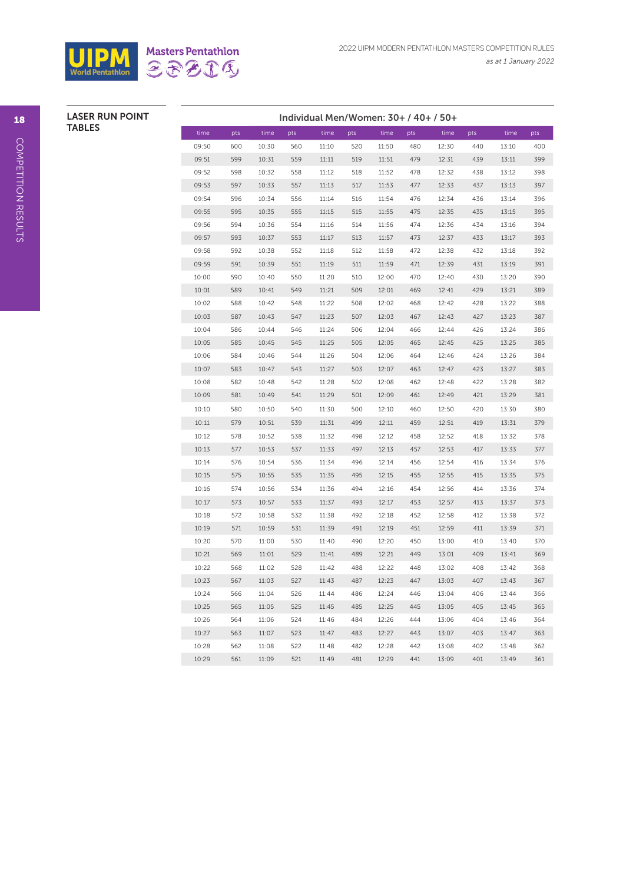## LASER RUN POINT TABLES

### Individual Men/Women: 30+ / 40+ / 50+

| time | pts | time | pts | time | pts | time | pts | time | pts | time | pts |
|---|---|---|---|---|---|---|---|---|---|---|---|
| 09:50 | 600 | 10:30 | 560 | 11:10 | 520 | 11:50 | 480 | 12:30 | 440 | 13:10 | 400 |
| 09:51 | 599 | 10:31 | 559 | 11:11 | 519 | 11:51 | 479 | 12:31 | 439 | 13:11 | 399 |
| 09:52 | 598 | 10:32 | 558 | 11:12 | 518 | 11:52 | 478 | 12:32 | 438 | 13:12 | 398 |
| 09:53 | 597 | 10:33 | 557 | 11:13 | 517 | 11:53 | 477 | 12:33 | 437 | 13:13 | 397 |
| 09:54 | 596 | 10:34 | 556 | 11:14 | 516 | 11:54 | 476 | 12:34 | 436 | 13:14 | 396 |
| 09:55 | 595 | 10:35 | 555 | 11:15 | 515 | 11:55 | 475 | 12:35 | 435 | 13:15 | 395 |
| 09:56 | 594 | 10:36 | 554 | 11:16 | 514 | 11:56 | 474 | 12:36 | 434 | 13:16 | 394 |
| 09:57 | 593 | 10:37 | 553 | 11:17 | 513 | 11:57 | 473 | 12:37 | 433 | 13:17 | 393 |
| 09:58 | 592 | 10:38 | 552 | 11:18 | 512 | 11:58 | 472 | 12:38 | 432 | 13:18 | 392 |
| 09:59 | 591 | 10:39 | 551 | 11:19 | 511 | 11:59 | 471 | 12:39 | 431 | 13:19 | 391 |
| 10:00 | 590 | 10:40 | 550 | 11:20 | 510 | 12:00 | 470 | 12:40 | 430 | 13:20 | 390 |
| 10:01 | 589 | 10:41 | 549 | 11:21 | 509 | 12:01 | 469 | 12:41 | 429 | 13:21 | 389 |
| 10:02 | 588 | 10:42 | 548 | 11:22 | 508 | 12:02 | 468 | 12:42 | 428 | 13:22 | 388 |
| 10:03 | 587 | 10:43 | 547 | 11:23 | 507 | 12:03 | 467 | 12:43 | 427 | 13:23 | 387 |
| 10:04 | 586 | 10:44 | 546 | 11:24 | 506 | 12:04 | 466 | 12:44 | 426 | 13:24 | 386 |
| 10:05 | 585 | 10:45 | 545 | 11:25 | 505 | 12:05 | 465 | 12:45 | 425 | 13:25 | 385 |
| 10:06 | 584 | 10:46 | 544 | 11:26 | 504 | 12:06 | 464 | 12:46 | 424 | 13:26 | 384 |
| 10:07 | 583 | 10:47 | 543 | 11:27 | 503 | 12:07 | 463 | 12:47 | 423 | 13:27 | 383 |
| 10:08 | 582 | 10:48 | 542 | 11:28 | 502 | 12:08 | 462 | 12:48 | 422 | 13:28 | 382 |
| 10:09 | 581 | 10:49 | 541 | 11:29 | 501 | 12:09 | 461 | 12:49 | 421 | 13:29 | 381 |
| 10:10 | 580 | 10:50 | 540 | 11:30 | 500 | 12:10 | 460 | 12:50 | 420 | 13:30 | 380 |
| 10:11 | 579 | 10:51 | 539 | 11:31 | 499 | 12:11 | 459 | 12:51 | 419 | 13:31 | 379 |
| 10:12 | 578 | 10:52 | 538 | 11:32 | 498 | 12:12 | 458 | 12:52 | 418 | 13:32 | 378 |
| 10:13 | 577 | 10:53 | 537 | 11:33 | 497 | 12:13 | 457 | 12:53 | 417 | 13:33 | 377 |
| 10:14 | 576 | 10:54 | 536 | 11:34 | 496 | 12:14 | 456 | 12:54 | 416 | 13:34 | 376 |
| 10:15 | 575 | 10:55 | 535 | 11:35 | 495 | 12:15 | 455 | 12:55 | 415 | 13:35 | 375 |
| 10:16 | 574 | 10:56 | 534 | 11:36 | 494 | 12:16 | 454 | 12:56 | 414 | 13:36 | 374 |
| 10:17 | 573 | 10:57 | 533 | 11:37 | 493 | 12:17 | 453 | 12:57 | 413 | 13:37 | 373 |
| 10:18 | 572 | 10:58 | 532 | 11:38 | 492 | 12:18 | 452 | 12:58 | 412 | 13:38 | 372 |
| 10:19 | 571 | 10:59 | 531 | 11:39 | 491 | 12:19 | 451 | 12:59 | 411 | 13:39 | 371 |
| 10:20 | 570 | 11:00 | 530 | 11:40 | 490 | 12:20 | 450 | 13:00 | 410 | 13:40 | 370 |
| 10:21 | 569 | 11:01 | 529 | 11:41 | 489 | 12:21 | 449 | 13:01 | 409 | 13:41 | 369 |
| 10:22 | 568 | 11:02 | 528 | 11:42 | 488 | 12:22 | 448 | 13:02 | 408 | 13:42 | 368 |
| 10:23 | 567 | 11:03 | 527 | 11:43 | 487 | 12:23 | 447 | 13:03 | 407 | 13:43 | 367 |
| 10:24 | 566 | 11:04 | 526 | 11:44 | 486 | 12:24 | 446 | 13:04 | 406 | 13:44 | 366 |
| 10:25 | 565 | 11:05 | 525 | 11:45 | 485 | 12:25 | 445 | 13:05 | 405 | 13:45 | 365 |
| 10:26 | 564 | 11:06 | 524 | 11:46 | 484 | 12:26 | 444 | 13:06 | 404 | 13:46 | 364 |
| 10:27 | 563 | 11:07 | 523 | 11:47 | 483 | 12:27 | 443 | 13:07 | 403 | 13:47 | 363 |
| 10:28 | 562 | 11:08 | 522 | 11:48 | 482 | 12:28 | 442 | 13:08 | 402 | 13:48 | 362 |
| 10:29 | 561 | 11:09 | 521 | 11:49 | 481 | 12:29 | 441 | 13:09 | 401 | 13:49 | 361 |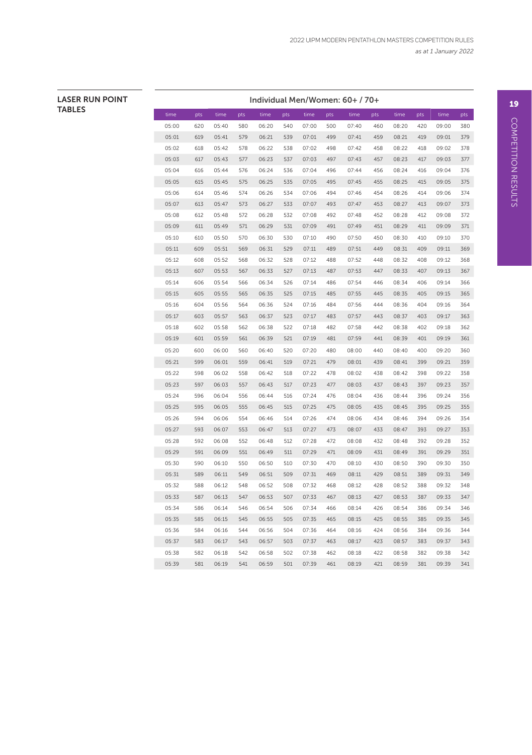## LASER RUN POINT TABLES

### Individual Men/Women: 60+ / 70+

| time | pts | time | pts | time | pts | time | pts | time | pts | time | pts | time | pts |
|---|---|---|---|---|---|---|---|---|---|---|---|---|---|
| 05:00 | 620 | 05:40 | 580 | 06:20 | 540 | 07:00 | 500 | 07:40 | 460 | 08:20 | 420 | 09:00 | 380 |
| 05:01 | 619 | 05:41 | 579 | 06:21 | 539 | 07:01 | 499 | 07:41 | 459 | 08:21 | 419 | 09:01 | 379 |
| 05:02 | 618 | 05:42 | 578 | 06:22 | 538 | 07:02 | 498 | 07:42 | 458 | 08:22 | 418 | 09:02 | 378 |
| 05:03 | 617 | 05:43 | 577 | 06:23 | 537 | 07:03 | 497 | 07:43 | 457 | 08:23 | 417 | 09:03 | 377 |
| 05:04 | 616 | 05:44 | 576 | 06:24 | 536 | 07:04 | 496 | 07:44 | 456 | 08:24 | 416 | 09:04 | 376 |
| 05:05 | 615 | 05:45 | 575 | 06:25 | 535 | 07:05 | 495 | 07:45 | 455 | 08:25 | 415 | 09:05 | 375 |
| 05:06 | 614 | 05:46 | 574 | 06:26 | 534 | 07:06 | 494 | 07:46 | 454 | 08:26 | 414 | 09:06 | 374 |
| 05:07 | 613 | 05:47 | 573 | 06:27 | 533 | 07:07 | 493 | 07:47 | 453 | 08:27 | 413 | 09:07 | 373 |
| 05:08 | 612 | 05:48 | 572 | 06:28 | 532 | 07:08 | 492 | 07:48 | 452 | 08:28 | 412 | 09:08 | 372 |
| 05:09 | 611 | 05:49 | 571 | 06:29 | 531 | 07:09 | 491 | 07:49 | 451 | 08:29 | 411 | 09:09 | 371 |
| 05:10 | 610 | 05:50 | 570 | 06:30 | 530 | 07:10 | 490 | 07:50 | 450 | 08:30 | 410 | 09:10 | 370 |
| 05:11 | 609 | 05:51 | 569 | 06:31 | 529 | 07:11 | 489 | 07:51 | 449 | 08:31 | 409 | 09:11 | 369 |
| 05:12 | 608 | 05:52 | 568 | 06:32 | 528 | 07:12 | 488 | 07:52 | 448 | 08:32 | 408 | 09:12 | 368 |
| 05:13 | 607 | 05:53 | 567 | 06:33 | 527 | 07:13 | 487 | 07:53 | 447 | 08:33 | 407 | 09:13 | 367 |
| 05:14 | 606 | 05:54 | 566 | 06:34 | 526 | 07:14 | 486 | 07:54 | 446 | 08:34 | 406 | 09:14 | 366 |
| 05:15 | 605 | 05:55 | 565 | 06:35 | 525 | 07:15 | 485 | 07:55 | 445 | 08:35 | 405 | 09:15 | 365 |
| 05:16 | 604 | 05:56 | 564 | 06:36 | 524 | 07:16 | 484 | 07:56 | 444 | 08:36 | 404 | 09:16 | 364 |
| 05:17 | 603 | 05:57 | 563 | 06:37 | 523 | 07:17 | 483 | 07:57 | 443 | 08:37 | 403 | 09:17 | 363 |
| 05:18 | 602 | 05:58 | 562 | 06:38 | 522 | 07:18 | 482 | 07:58 | 442 | 08:38 | 402 | 09:18 | 362 |
| 05:19 | 601 | 05:59 | 561 | 06:39 | 521 | 07:19 | 481 | 07:59 | 441 | 08:39 | 401 | 09:19 | 361 |
| 05:20 | 600 | 06:00 | 560 | 06:40 | 520 | 07:20 | 480 | 08:00 | 440 | 08:40 | 400 | 09:20 | 360 |
| 05:21 | 599 | 06:01 | 559 | 06:41 | 519 | 07:21 | 479 | 08:01 | 439 | 08:41 | 399 | 09:21 | 359 |
| 05:22 | 598 | 06:02 | 558 | 06:42 | 518 | 07:22 | 478 | 08:02 | 438 | 08:42 | 398 | 09:22 | 358 |
| 05:23 | 597 | 06:03 | 557 | 06:43 | 517 | 07:23 | 477 | 08:03 | 437 | 08:43 | 397 | 09:23 | 357 |
| 05:24 | 596 | 06:04 | 556 | 06:44 | 516 | 07:24 | 476 | 08:04 | 436 | 08:44 | 396 | 09:24 | 356 |
| 05:25 | 595 | 06:05 | 555 | 06:45 | 515 | 07:25 | 475 | 08:05 | 435 | 08:45 | 395 | 09:25 | 355 |
| 05:26 | 594 | 06:06 | 554 | 06:46 | 514 | 07:26 | 474 | 08:06 | 434 | 08:46 | 394 | 09:26 | 354 |
| 05:27 | 593 | 06:07 | 553 | 06:47 | 513 | 07:27 | 473 | 08:07 | 433 | 08:47 | 393 | 09:27 | 353 |
| 05:28 | 592 | 06:08 | 552 | 06:48 | 512 | 07:28 | 472 | 08:08 | 432 | 08:48 | 392 | 09:28 | 352 |
| 05:29 | 591 | 06:09 | 551 | 06:49 | 511 | 07:29 | 471 | 08:09 | 431 | 08:49 | 391 | 09:29 | 351 |
| 05:30 | 590 | 06:10 | 550 | 06:50 | 510 | 07:30 | 470 | 08:10 | 430 | 08:50 | 390 | 09:30 | 350 |
| 05:31 | 589 | 06:11 | 549 | 06:51 | 509 | 07:31 | 469 | 08:11 | 429 | 08:51 | 389 | 09:31 | 349 |
| 05:32 | 588 | 06:12 | 548 | 06:52 | 508 | 07:32 | 468 | 08:12 | 428 | 08:52 | 388 | 09:32 | 348 |
| 05:33 | 587 | 06:13 | 547 | 06:53 | 507 | 07:33 | 467 | 08:13 | 427 | 08:53 | 387 | 09:33 | 347 |
| 05:34 | 586 | 06:14 | 546 | 06:54 | 506 | 07:34 | 466 | 08:14 | 426 | 08:54 | 386 | 09:34 | 346 |
| 05:35 | 585 | 06:15 | 545 | 06:55 | 505 | 07:35 | 465 | 08:15 | 425 | 08:55 | 385 | 09:35 | 345 |
| 05:36 | 584 | 06:16 | 544 | 06:56 | 504 | 07:36 | 464 | 08:16 | 424 | 08:56 | 384 | 09:36 | 344 |
| 05:37 | 583 | 06:17 | 543 | 06:57 | 503 | 07:37 | 463 | 08:17 | 423 | 08:57 | 383 | 09:37 | 343 |
| 05:38 | 582 | 06:18 | 542 | 06:58 | 502 | 07:38 | 462 | 08:18 | 422 | 08:58 | 382 | 09:38 | 342 |
| 05:39 | 581 | 06:19 | 541 | 06:59 | 501 | 07:39 | 461 | 08:19 | 421 | 08:59 | 381 | 09:39 | 341 |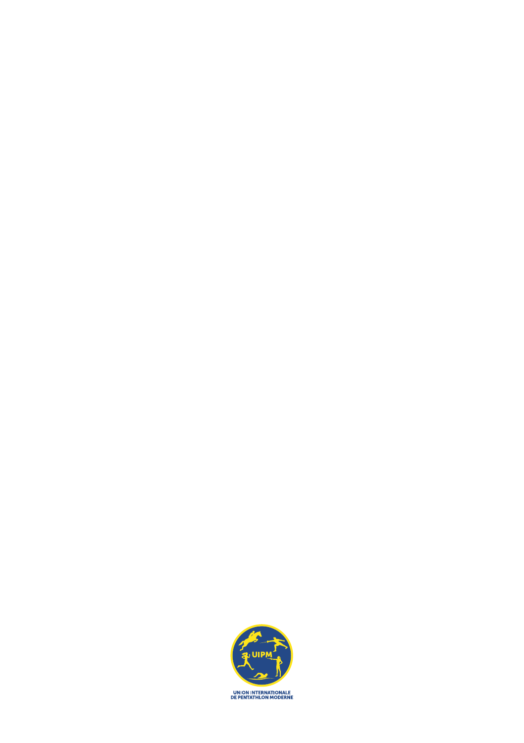UNION INTERNATIONALE
DE PENTATHLON MODERNE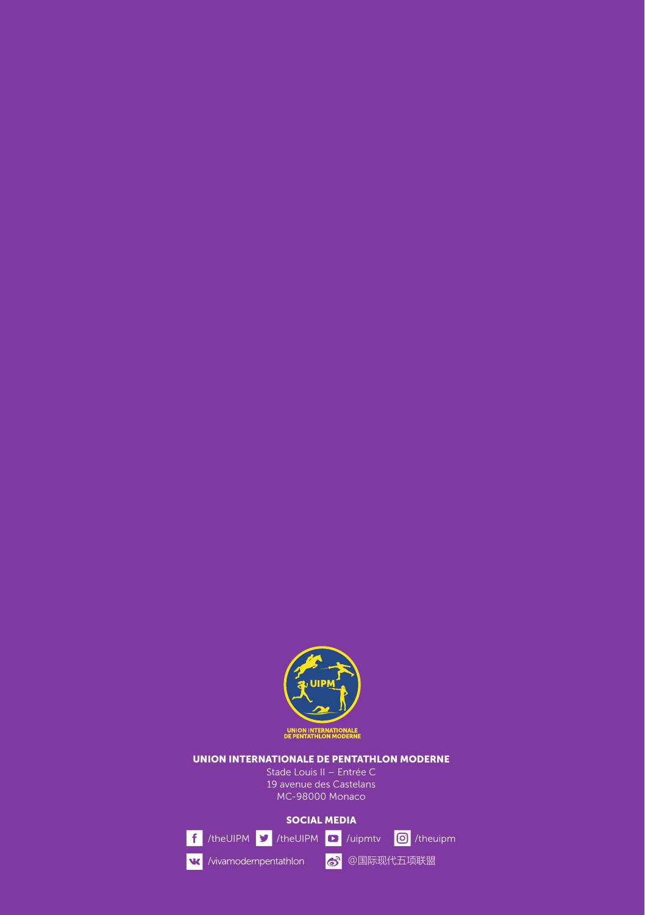UNION INTERNATIONALE DE PENTATHLON MODERNE

**UNION INTERNATIONALE DE PENTATHLON MODERNE**

Stade Louis II – Entrée C
19 avenue des Castelans
MC-98000 Monaco

**SOCIAL MEDIA**

/theUIPM /theUIPM /uipmtv /theuipm

/vivamodernpentathlon @国际现代五项联盟